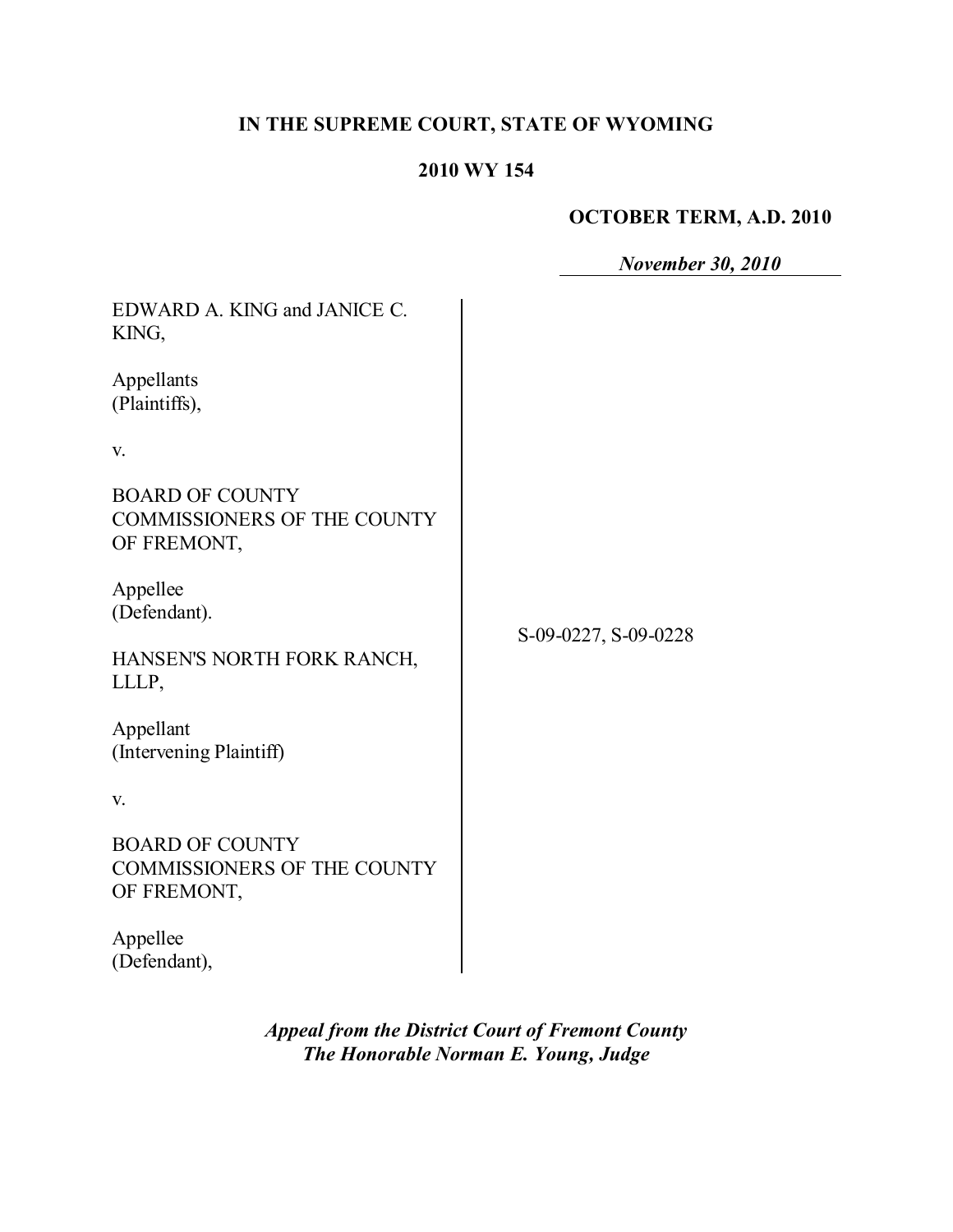**IN THE SUPREME COURT, STATE OF WYOMING**

**2010 WY 154**

**OCTOBER TERM, A.D. 2010**

***November 30, 2010***

EDWARD A. KING and JANICE C. KING,

Appellants
(Plaintiffs),

v.

BOARD OF COUNTY COMMISSIONERS OF THE COUNTY OF FREMONT,

Appellee
(Defendant).

HANSEN'S NORTH FORK RANCH, LLLP,

Appellant
(Intervening Plaintiff)

v.

BOARD OF COUNTY COMMISSIONERS OF THE COUNTY OF FREMONT,

Appellee
(Defendant),

S-09-0227, S-09-0228

***Appeal from the District Court of Fremont County***
***The Honorable Norman E. Young, Judge***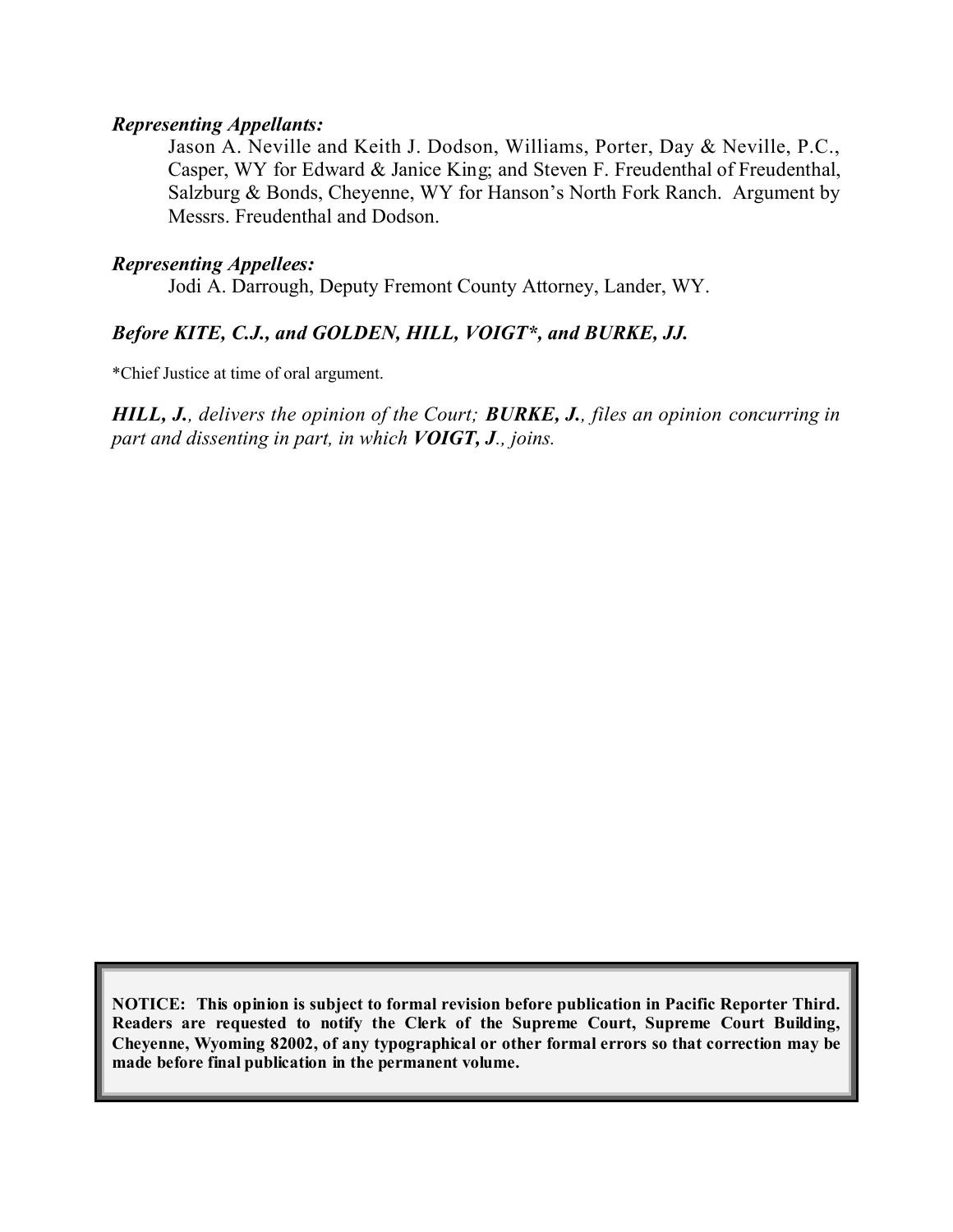***Representing Appellants:***

Jason A. Neville and Keith J. Dodson, Williams, Porter, Day & Neville, P.C., Casper, WY for Edward & Janice King; and Steven F. Freudenthal of Freudenthal, Salzburg & Bonds, Cheyenne, WY for Hanson's North Fork Ranch. Argument by Messrs. Freudenthal and Dodson.

***Representing Appellees:***

Jodi A. Darrough, Deputy Fremont County Attorney, Lander, WY.

***Before KITE, C.J., and GOLDEN, HILL, VOIGT\*, and BURKE, JJ.***

\*Chief Justice at time of oral argument.

***HILL, J.**, delivers the opinion of the Court; **BURKE, J.**, files an opinion concurring in part and dissenting in part, in which **VOIGT, J**., joins.*

**NOTICE: This opinion is subject to formal revision before publication in Pacific Reporter Third. Readers are requested to notify the Clerk of the Supreme Court, Supreme Court Building, Cheyenne, Wyoming 82002, of any typographical or other formal errors so that correction may be made before final publication in the permanent volume.**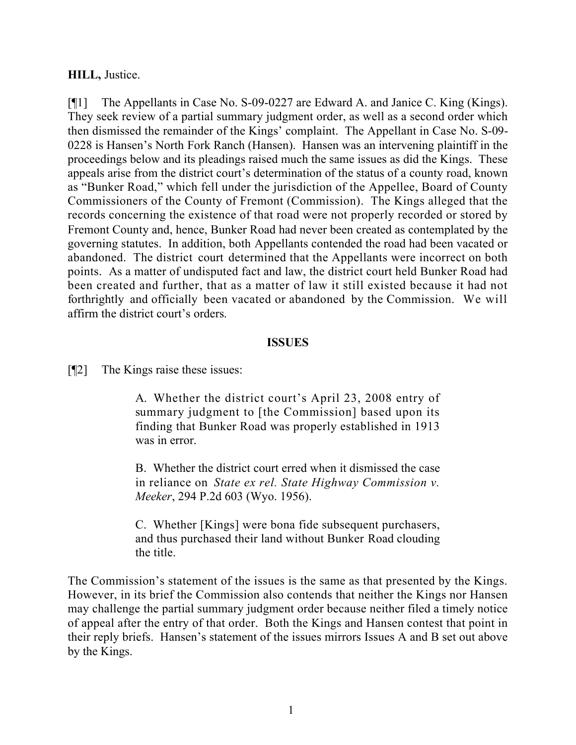**HILL,** Justice.

[¶1] The Appellants in Case No. S-09-0227 are Edward A. and Janice C. King (Kings). They seek review of a partial summary judgment order, as well as a second order which then dismissed the remainder of the Kings' complaint. The Appellant in Case No. S-09-0228 is Hansen's North Fork Ranch (Hansen). Hansen was an intervening plaintiff in the proceedings below and its pleadings raised much the same issues as did the Kings. These appeals arise from the district court's determination of the status of a county road, known as "Bunker Road," which fell under the jurisdiction of the Appellee, Board of County Commissioners of the County of Fremont (Commission). The Kings alleged that the records concerning the existence of that road were not properly recorded or stored by Fremont County and, hence, Bunker Road had never been created as contemplated by the governing statutes. In addition, both Appellants contended the road had been vacated or abandoned. The district court determined that the Appellants were incorrect on both points. As a matter of undisputed fact and law, the district court held Bunker Road had been created and further, that as a matter of law it still existed because it had not forthrightly and officially been vacated or abandoned by the Commission. We will affirm the district court's orders.

## ISSUES

[¶2] The Kings raise these issues:

> A. Whether the district court's April 23, 2008 entry of summary judgment to [the Commission] based upon its finding that Bunker Road was properly established in 1913 was in error.
>
> B. Whether the district court erred when it dismissed the case in reliance on *State ex rel. State Highway Commission v. Meeker*, 294 P.2d 603 (Wyo. 1956).
>
> C. Whether [Kings] were bona fide subsequent purchasers, and thus purchased their land without Bunker Road clouding the title.

The Commission's statement of the issues is the same as that presented by the Kings. However, in its brief the Commission also contends that neither the Kings nor Hansen may challenge the partial summary judgment order because neither filed a timely notice of appeal after the entry of that order. Both the Kings and Hansen contest that point in their reply briefs. Hansen's statement of the issues mirrors Issues A and B set out above by the Kings.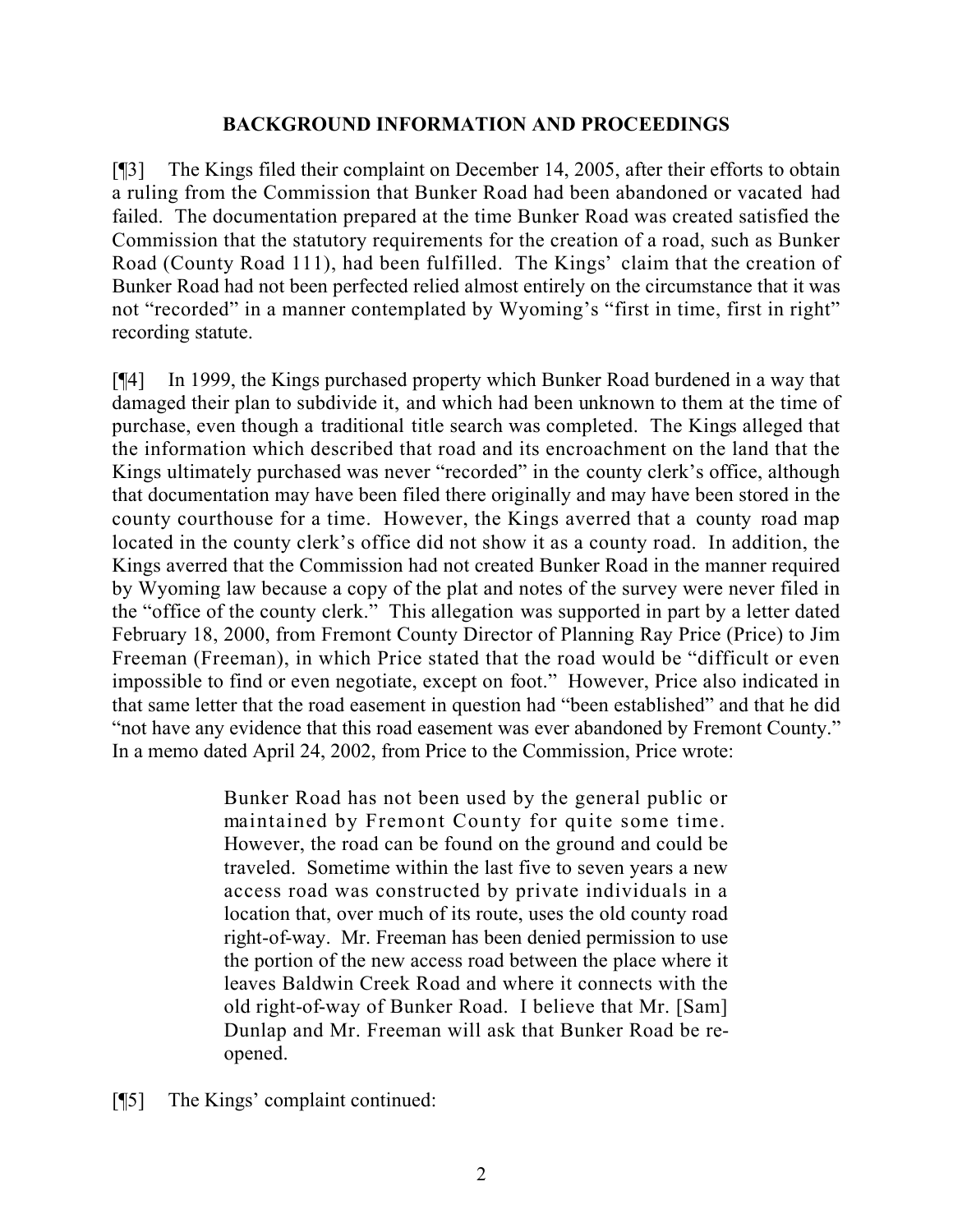## BACKGROUND INFORMATION AND PROCEEDINGS

[¶3] The Kings filed their complaint on December 14, 2005, after their efforts to obtain a ruling from the Commission that Bunker Road had been abandoned or vacated had failed. The documentation prepared at the time Bunker Road was created satisfied the Commission that the statutory requirements for the creation of a road, such as Bunker Road (County Road 111), had been fulfilled. The Kings' claim that the creation of Bunker Road had not been perfected relied almost entirely on the circumstance that it was not "recorded" in a manner contemplated by Wyoming's "first in time, first in right" recording statute.

[¶4] In 1999, the Kings purchased property which Bunker Road burdened in a way that damaged their plan to subdivide it, and which had been unknown to them at the time of purchase, even though a traditional title search was completed. The Kings alleged that the information which described that road and its encroachment on the land that the Kings ultimately purchased was never "recorded" in the county clerk's office, although that documentation may have been filed there originally and may have been stored in the county courthouse for a time. However, the Kings averred that a county road map located in the county clerk's office did not show it as a county road. In addition, the Kings averred that the Commission had not created Bunker Road in the manner required by Wyoming law because a copy of the plat and notes of the survey were never filed in the "office of the county clerk." This allegation was supported in part by a letter dated February 18, 2000, from Fremont County Director of Planning Ray Price (Price) to Jim Freeman (Freeman), in which Price stated that the road would be "difficult or even impossible to find or even negotiate, except on foot." However, Price also indicated in that same letter that the road easement in question had "been established" and that he did "not have any evidence that this road easement was ever abandoned by Fremont County." In a memo dated April 24, 2002, from Price to the Commission, Price wrote:

> Bunker Road has not been used by the general public or maintained by Fremont County for quite some time. However, the road can be found on the ground and could be traveled. Sometime within the last five to seven years a new access road was constructed by private individuals in a location that, over much of its route, uses the old county road right-of-way. Mr. Freeman has been denied permission to use the portion of the new access road between the place where it leaves Baldwin Creek Road and where it connects with the old right-of-way of Bunker Road. I believe that Mr. [Sam] Dunlap and Mr. Freeman will ask that Bunker Road be re-opened.

[¶5] The Kings' complaint continued: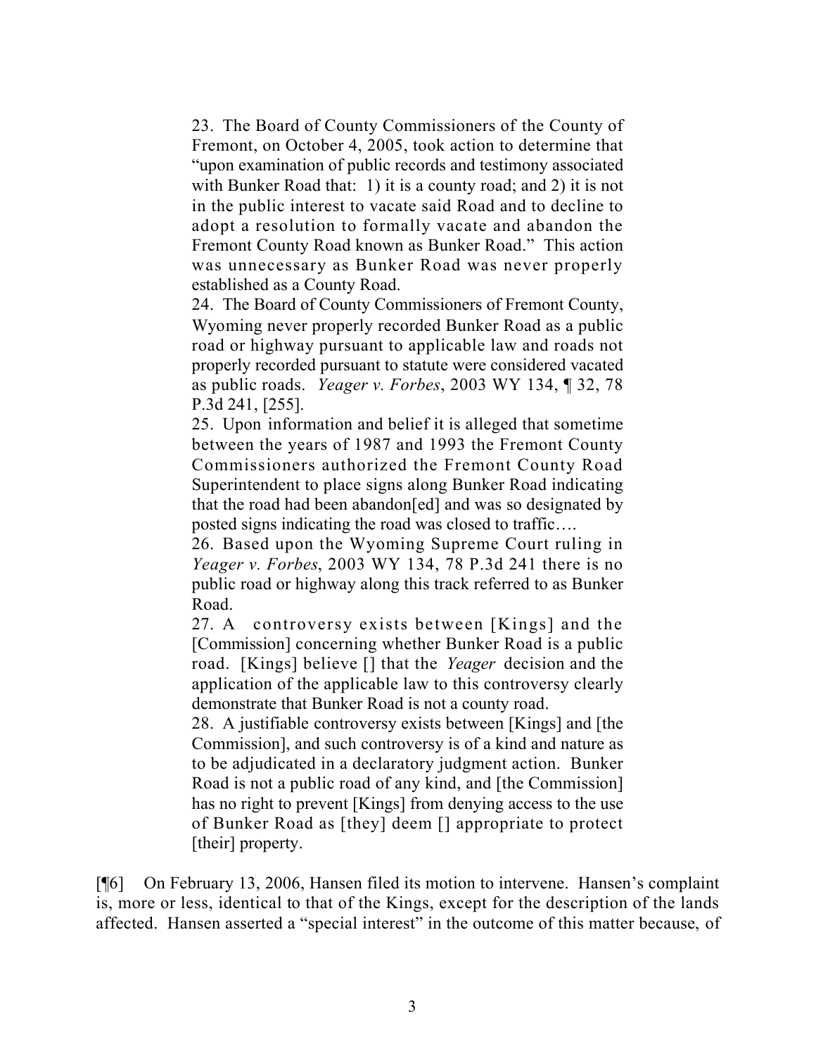> 23. The Board of County Commissioners of the County of Fremont, on October 4, 2005, took action to determine that "upon examination of public records and testimony associated with Bunker Road that: 1) it is a county road; and 2) it is not in the public interest to vacate said Road and to decline to adopt a resolution to formally vacate and abandon the Fremont County Road known as Bunker Road." This action was unnecessary as Bunker Road was never properly established as a County Road.
>
> 24. The Board of County Commissioners of Fremont County, Wyoming never properly recorded Bunker Road as a public road or highway pursuant to applicable law and roads not properly recorded pursuant to statute were considered vacated as public roads. *Yeager v. Forbes*, 2003 WY 134, ¶ 32, 78 P.3d 241, [255].
>
> 25. Upon information and belief it is alleged that sometime between the years of 1987 and 1993 the Fremont County Commissioners authorized the Fremont County Road Superintendent to place signs along Bunker Road indicating that the road had been abandon[ed] and was so designated by posted signs indicating the road was closed to traffic….
>
> 26. Based upon the Wyoming Supreme Court ruling in *Yeager v. Forbes*, 2003 WY 134, 78 P.3d 241 there is no public road or highway along this track referred to as Bunker Road.
>
> 27. A controversy exists between [Kings] and the [Commission] concerning whether Bunker Road is a public road. [Kings] believe [] that the *Yeager* decision and the application of the applicable law to this controversy clearly demonstrate that Bunker Road is not a county road.
>
> 28. A justifiable controversy exists between [Kings] and [the Commission], and such controversy is of a kind and nature as to be adjudicated in a declaratory judgment action. Bunker Road is not a public road of any kind, and [the Commission] has no right to prevent [Kings] from denying access to the use of Bunker Road as [they] deem [] appropriate to protect [their] property.

[¶6] On February 13, 2006, Hansen filed its motion to intervene. Hansen's complaint is, more or less, identical to that of the Kings, except for the description of the lands affected. Hansen asserted a "special interest" in the outcome of this matter because, of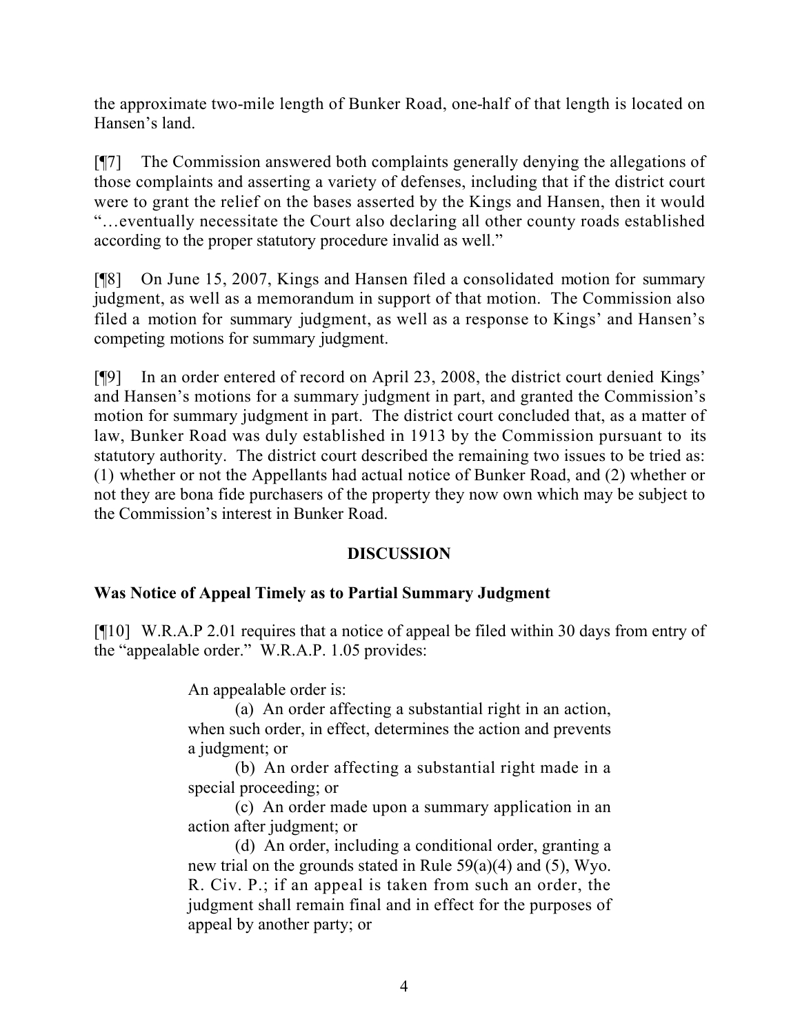the approximate two-mile length of Bunker Road, one-half of that length is located on Hansen's land.

[¶7] The Commission answered both complaints generally denying the allegations of those complaints and asserting a variety of defenses, including that if the district court were to grant the relief on the bases asserted by the Kings and Hansen, then it would "…eventually necessitate the Court also declaring all other county roads established according to the proper statutory procedure invalid as well."

[¶8] On June 15, 2007, Kings and Hansen filed a consolidated motion for summary judgment, as well as a memorandum in support of that motion. The Commission also filed a motion for summary judgment, as well as a response to Kings' and Hansen's competing motions for summary judgment.

[¶9] In an order entered of record on April 23, 2008, the district court denied Kings' and Hansen's motions for a summary judgment in part, and granted the Commission's motion for summary judgment in part. The district court concluded that, as a matter of law, Bunker Road was duly established in 1913 by the Commission pursuant to its statutory authority. The district court described the remaining two issues to be tried as: (1) whether or not the Appellants had actual notice of Bunker Road, and (2) whether or not they are bona fide purchasers of the property they now own which may be subject to the Commission's interest in Bunker Road.

## DISCUSSION

### Was Notice of Appeal Timely as to Partial Summary Judgment

[¶10] W.R.A.P 2.01 requires that a notice of appeal be filed within 30 days from entry of the "appealable order." W.R.A.P. 1.05 provides:

> An appealable order is:
>
> (a) An order affecting a substantial right in an action, when such order, in effect, determines the action and prevents a judgment; or
>
> (b) An order affecting a substantial right made in a special proceeding; or
>
> (c) An order made upon a summary application in an action after judgment; or
>
> (d) An order, including a conditional order, granting a new trial on the grounds stated in Rule 59(a)(4) and (5), Wyo. R. Civ. P.; if an appeal is taken from such an order, the judgment shall remain final and in effect for the purposes of appeal by another party; or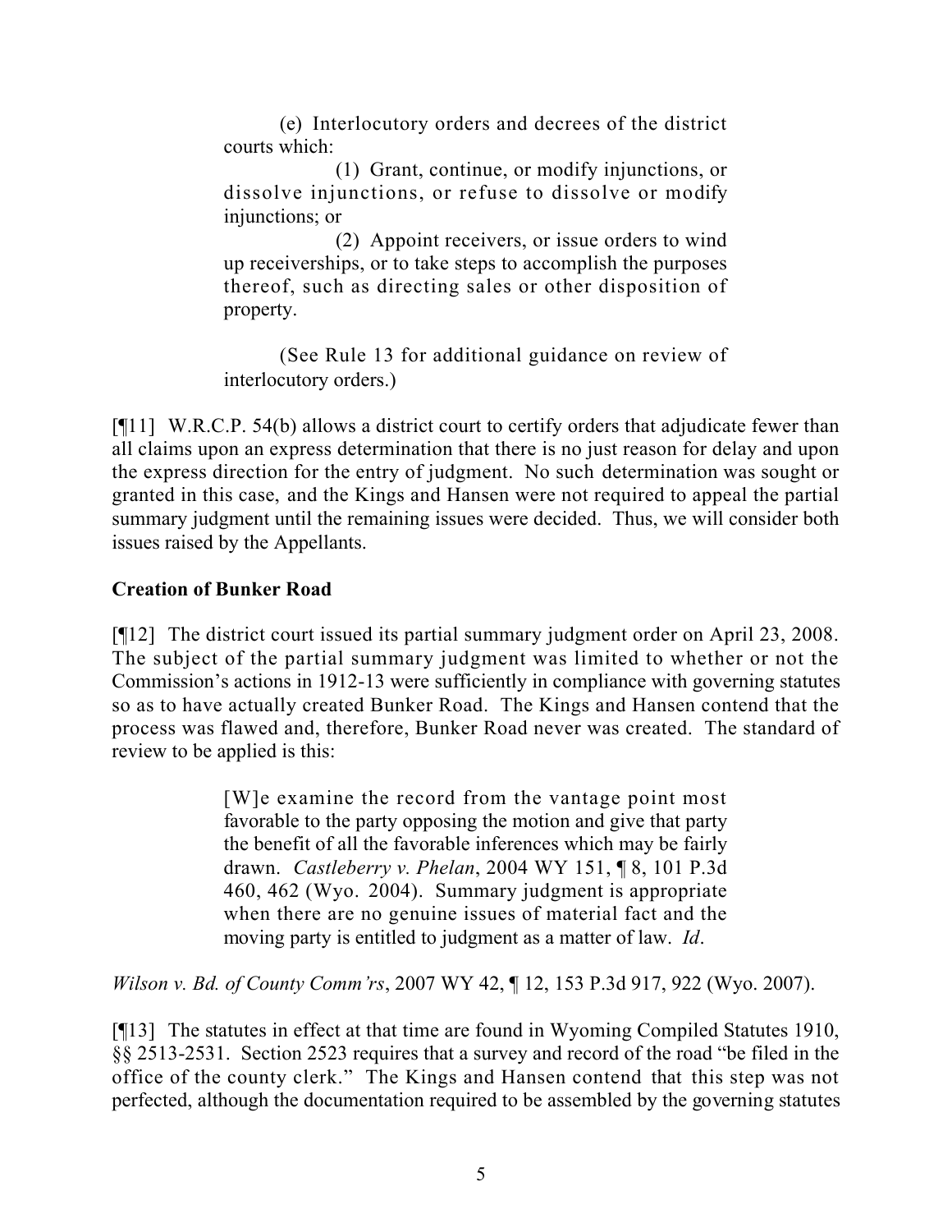> (e) Interlocutory orders and decrees of the district courts which:
>
> (1) Grant, continue, or modify injunctions, or dissolve injunctions, or refuse to dissolve or modify injunctions; or
>
> (2) Appoint receivers, or issue orders to wind up receiverships, or to take steps to accomplish the purposes thereof, such as directing sales or other disposition of property.
>
> (See Rule 13 for additional guidance on review of interlocutory orders.)

[¶11] W.R.C.P. 54(b) allows a district court to certify orders that adjudicate fewer than all claims upon an express determination that there is no just reason for delay and upon the express direction for the entry of judgment. No such determination was sought or granted in this case, and the Kings and Hansen were not required to appeal the partial summary judgment until the remaining issues were decided. Thus, we will consider both issues raised by the Appellants.

**Creation of Bunker Road**

[¶12] The district court issued its partial summary judgment order on April 23, 2008. The subject of the partial summary judgment was limited to whether or not the Commission's actions in 1912-13 were sufficiently in compliance with governing statutes so as to have actually created Bunker Road. The Kings and Hansen contend that the process was flawed and, therefore, Bunker Road never was created. The standard of review to be applied is this:

> [W]e examine the record from the vantage point most favorable to the party opposing the motion and give that party the benefit of all the favorable inferences which may be fairly drawn. *Castleberry v. Phelan*, 2004 WY 151, ¶ 8, 101 P.3d 460, 462 (Wyo. 2004). Summary judgment is appropriate when there are no genuine issues of material fact and the moving party is entitled to judgment as a matter of law. *Id*.

*Wilson v. Bd. of County Comm'rs*, 2007 WY 42, ¶ 12, 153 P.3d 917, 922 (Wyo. 2007).

[¶13] The statutes in effect at that time are found in Wyoming Compiled Statutes 1910, §§ 2513-2531. Section 2523 requires that a survey and record of the road "be filed in the office of the county clerk." The Kings and Hansen contend that this step was not perfected, although the documentation required to be assembled by the governing statutes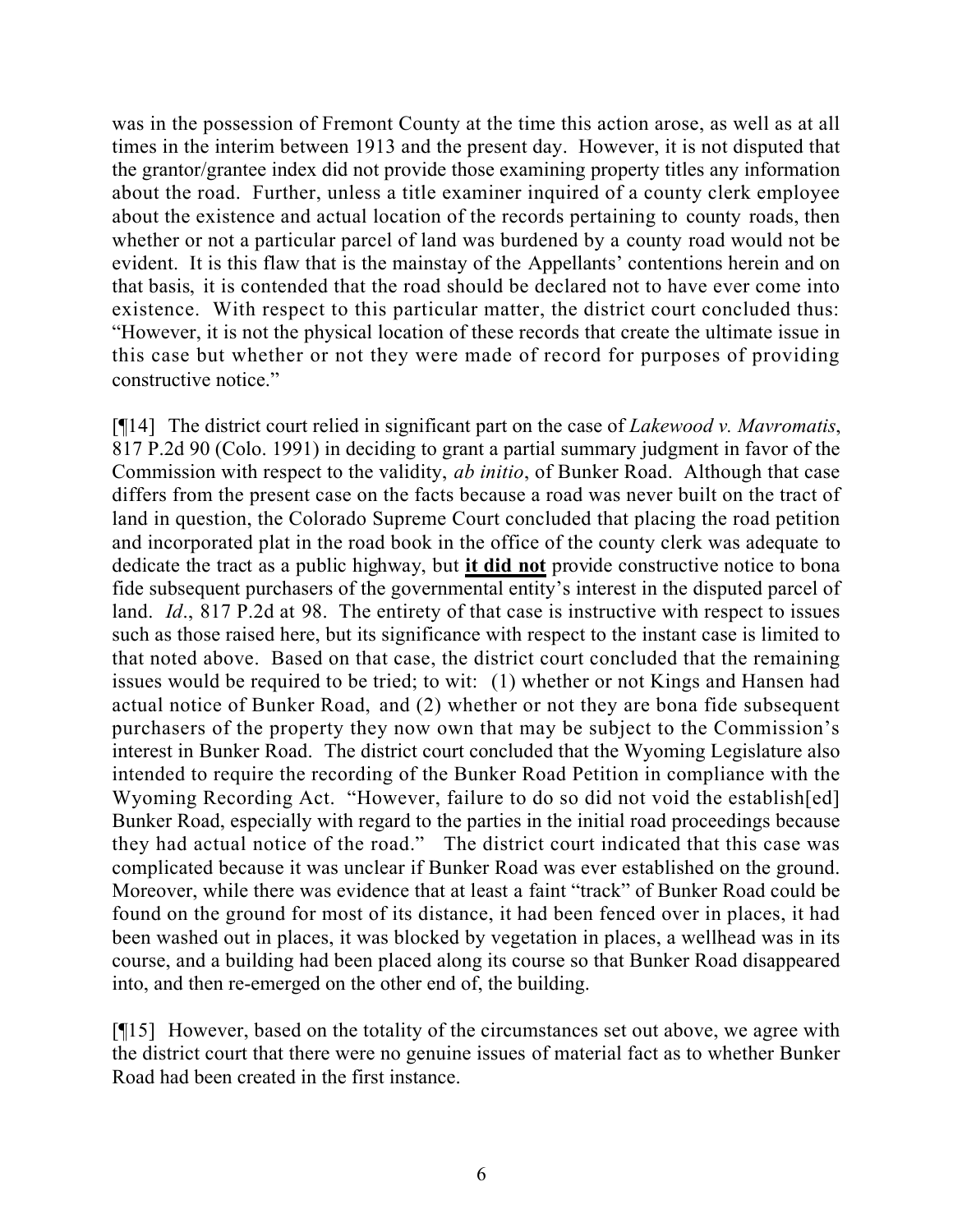was in the possession of Fremont County at the time this action arose, as well as at all times in the interim between 1913 and the present day. However, it is not disputed that the grantor/grantee index did not provide those examining property titles any information about the road. Further, unless a title examiner inquired of a county clerk employee about the existence and actual location of the records pertaining to county roads, then whether or not a particular parcel of land was burdened by a county road would not be evident. It is this flaw that is the mainstay of the Appellants' contentions herein and on that basis, it is contended that the road should be declared not to have ever come into existence. With respect to this particular matter, the district court concluded thus: "However, it is not the physical location of these records that create the ultimate issue in this case but whether or not they were made of record for purposes of providing constructive notice."

[¶14] The district court relied in significant part on the case of *Lakewood v. Mavromatis*, 817 P.2d 90 (Colo. 1991) in deciding to grant a partial summary judgment in favor of the Commission with respect to the validity, *ab initio*, of Bunker Road. Although that case differs from the present case on the facts because a road was never built on the tract of land in question, the Colorado Supreme Court concluded that placing the road petition and incorporated plat in the road book in the office of the county clerk was adequate to dedicate the tract as a public highway, but **it did not** provide constructive notice to bona fide subsequent purchasers of the governmental entity's interest in the disputed parcel of land. *Id*., 817 P.2d at 98. The entirety of that case is instructive with respect to issues such as those raised here, but its significance with respect to the instant case is limited to that noted above. Based on that case, the district court concluded that the remaining issues would be required to be tried; to wit: (1) whether or not Kings and Hansen had actual notice of Bunker Road, and (2) whether or not they are bona fide subsequent purchasers of the property they now own that may be subject to the Commission's interest in Bunker Road. The district court concluded that the Wyoming Legislature also intended to require the recording of the Bunker Road Petition in compliance with the Wyoming Recording Act. "However, failure to do so did not void the establish[ed] Bunker Road, especially with regard to the parties in the initial road proceedings because they had actual notice of the road." The district court indicated that this case was complicated because it was unclear if Bunker Road was ever established on the ground. Moreover, while there was evidence that at least a faint "track" of Bunker Road could be found on the ground for most of its distance, it had been fenced over in places, it had been washed out in places, it was blocked by vegetation in places, a wellhead was in its course, and a building had been placed along its course so that Bunker Road disappeared into, and then re-emerged on the other end of, the building.

[¶15] However, based on the totality of the circumstances set out above, we agree with the district court that there were no genuine issues of material fact as to whether Bunker Road had been created in the first instance.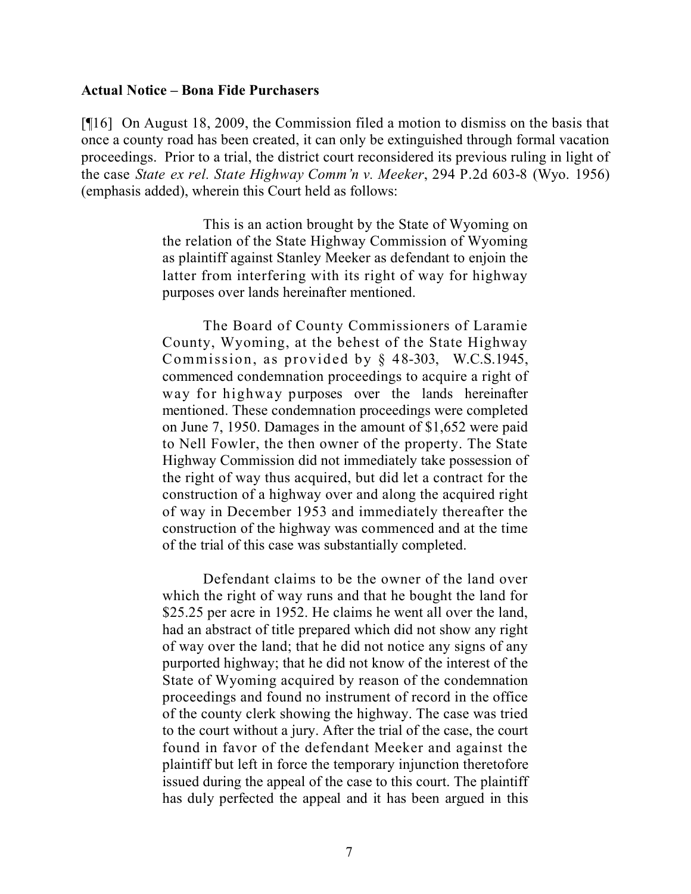**Actual Notice – Bona Fide Purchasers**

[¶16] On August 18, 2009, the Commission filed a motion to dismiss on the basis that once a county road has been created, it can only be extinguished through formal vacation proceedings. Prior to a trial, the district court reconsidered its previous ruling in light of the case *State ex rel. State Highway Comm'n v. Meeker*, 294 P.2d 603-8 (Wyo. 1956) (emphasis added), wherein this Court held as follows:

> This is an action brought by the State of Wyoming on the relation of the State Highway Commission of Wyoming as plaintiff against Stanley Meeker as defendant to enjoin the latter from interfering with its right of way for highway purposes over lands hereinafter mentioned.
>
> The Board of County Commissioners of Laramie County, Wyoming, at the behest of the State Highway Commission, as provided by § 48-303, W.C.S.1945, commenced condemnation proceedings to acquire a right of way for highway purposes over the lands hereinafter mentioned. These condemnation proceedings were completed on June 7, 1950. Damages in the amount of $1,652 were paid to Nell Fowler, the then owner of the property. The State Highway Commission did not immediately take possession of the right of way thus acquired, but did let a contract for the construction of a highway over and along the acquired right of way in December 1953 and immediately thereafter the construction of the highway was commenced and at the time of the trial of this case was substantially completed.
>
> Defendant claims to be the owner of the land over which the right of way runs and that he bought the land for $25.25 per acre in 1952. He claims he went all over the land, had an abstract of title prepared which did not show any right of way over the land; that he did not notice any signs of any purported highway; that he did not know of the interest of the State of Wyoming acquired by reason of the condemnation proceedings and found no instrument of record in the office of the county clerk showing the highway. The case was tried to the court without a jury. After the trial of the case, the court found in favor of the defendant Meeker and against the plaintiff but left in force the temporary injunction theretofore issued during the appeal of the case to this court. The plaintiff has duly perfected the appeal and it has been argued in this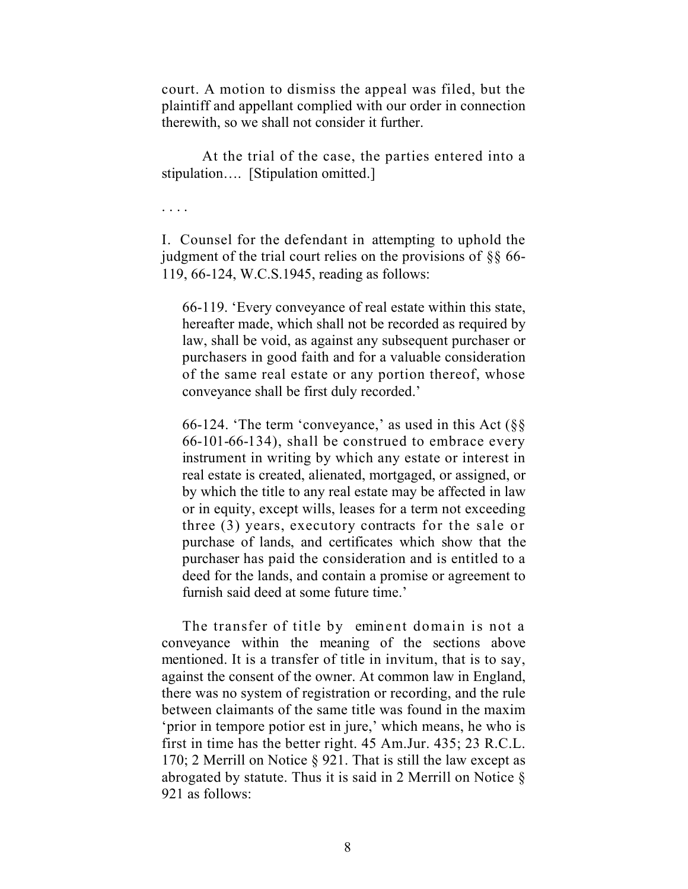court. A motion to dismiss the appeal was filed, but the plaintiff and appellant complied with our order in connection therewith, so we shall not consider it further.

At the trial of the case, the parties entered into a stipulation…. [Stipulation omitted.]

. . . .

I. Counsel for the defendant in attempting to uphold the judgment of the trial court relies on the provisions of §§ 66-119, 66-124, W.C.S.1945, reading as follows:

> 66-119. 'Every conveyance of real estate within this state, hereafter made, which shall not be recorded as required by law, shall be void, as against any subsequent purchaser or purchasers in good faith and for a valuable consideration of the same real estate or any portion thereof, whose conveyance shall be first duly recorded.'
>
> 66-124. 'The term 'conveyance,' as used in this Act (§§ 66-101-66-134), shall be construed to embrace every instrument in writing by which any estate or interest in real estate is created, alienated, mortgaged, or assigned, or by which the title to any real estate may be affected in law or in equity, except wills, leases for a term not exceeding three (3) years, executory contracts for the sale or purchase of lands, and certificates which show that the purchaser has paid the consideration and is entitled to a deed for the lands, and contain a promise or agreement to furnish said deed at some future time.'

The transfer of title by eminent domain is not a conveyance within the meaning of the sections above mentioned. It is a transfer of title in invitum, that is to say, against the consent of the owner. At common law in England, there was no system of registration or recording, and the rule between claimants of the same title was found in the maxim 'prior in tempore potior est in jure,' which means, he who is first in time has the better right. 45 Am.Jur. 435; 23 R.C.L. 170; 2 Merrill on Notice § 921. That is still the law except as abrogated by statute. Thus it is said in 2 Merrill on Notice § 921 as follows: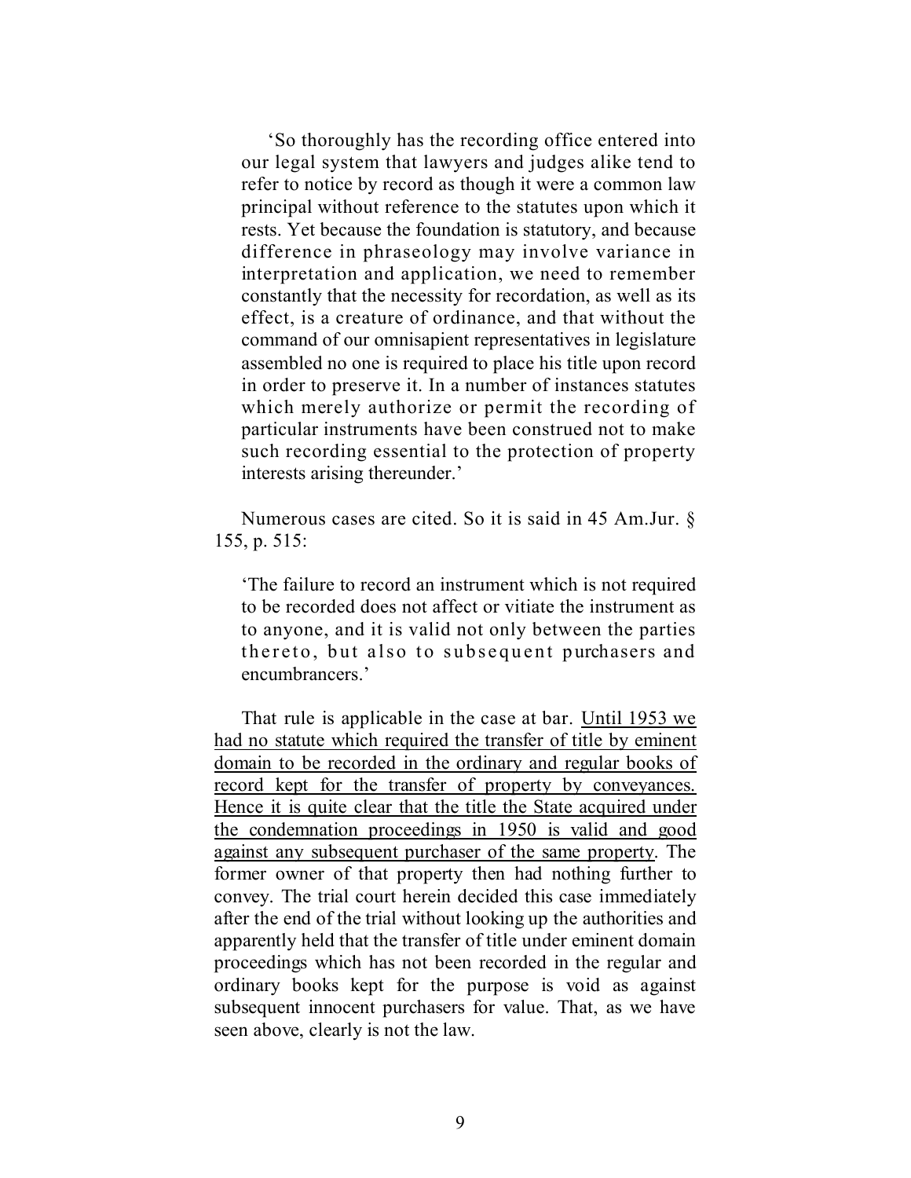> 'So thoroughly has the recording office entered into our legal system that lawyers and judges alike tend to refer to notice by record as though it were a common law principal without reference to the statutes upon which it rests. Yet because the foundation is statutory, and because difference in phraseology may involve variance in interpretation and application, we need to remember constantly that the necessity for recordation, as well as its effect, is a creature of ordinance, and that without the command of our omnisapient representatives in legislature assembled no one is required to place his title upon record in order to preserve it. In a number of instances statutes which merely authorize or permit the recording of particular instruments have been construed not to make such recording essential to the protection of property interests arising thereunder.'

Numerous cases are cited. So it is said in 45 Am.Jur. § 155, p. 515:

> 'The failure to record an instrument which is not required to be recorded does not affect or vitiate the instrument as to anyone, and it is valid not only between the parties thereto, but also to subsequent purchasers and encumbrancers.'

That rule is applicable in the case at bar. <u>Until 1953 we had no statute which required the transfer of title by eminent domain to be recorded in the ordinary and regular books of record kept for the transfer of property by conveyances. Hence it is quite clear that the title the State acquired under the condemnation proceedings in 1950 is valid and good against any subsequent purchaser of the same property</u>. The former owner of that property then had nothing further to convey. The trial court herein decided this case immediately after the end of the trial without looking up the authorities and apparently held that the transfer of title under eminent domain proceedings which has not been recorded in the regular and ordinary books kept for the purpose is void as against subsequent innocent purchasers for value. That, as we have seen above, clearly is not the law.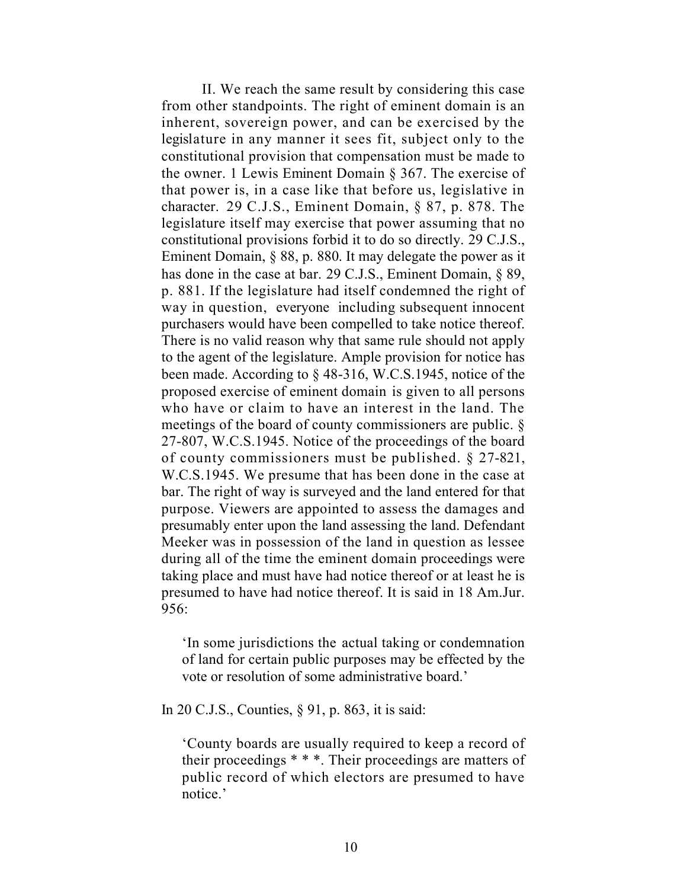II. We reach the same result by considering this case from other standpoints. The right of eminent domain is an inherent, sovereign power, and can be exercised by the legislature in any manner it sees fit, subject only to the constitutional provision that compensation must be made to the owner. 1 Lewis Eminent Domain § 367. The exercise of that power is, in a case like that before us, legislative in character. 29 C.J.S., Eminent Domain, § 87, p. 878. The legislature itself may exercise that power assuming that no constitutional provisions forbid it to do so directly. 29 C.J.S., Eminent Domain, § 88, p. 880. It may delegate the power as it has done in the case at bar. 29 C.J.S., Eminent Domain, § 89, p. 881. If the legislature had itself condemned the right of way in question, everyone including subsequent innocent purchasers would have been compelled to take notice thereof. There is no valid reason why that same rule should not apply to the agent of the legislature. Ample provision for notice has been made. According to § 48-316, W.C.S.1945, notice of the proposed exercise of eminent domain is given to all persons who have or claim to have an interest in the land. The meetings of the board of county commissioners are public. § 27-807, W.C.S.1945. Notice of the proceedings of the board of county commissioners must be published. § 27-821, W.C.S.1945. We presume that has been done in the case at bar. The right of way is surveyed and the land entered for that purpose. Viewers are appointed to assess the damages and presumably enter upon the land assessing the land. Defendant Meeker was in possession of the land in question as lessee during all of the time the eminent domain proceedings were taking place and must have had notice thereof or at least he is presumed to have had notice thereof. It is said in 18 Am.Jur. 956:

> 'In some jurisdictions the actual taking or condemnation of land for certain public purposes may be effected by the vote or resolution of some administrative board.'

In 20 C.J.S., Counties, § 91, p. 863, it is said:

> 'County boards are usually required to keep a record of their proceedings * * *. Their proceedings are matters of public record of which electors are presumed to have notice.'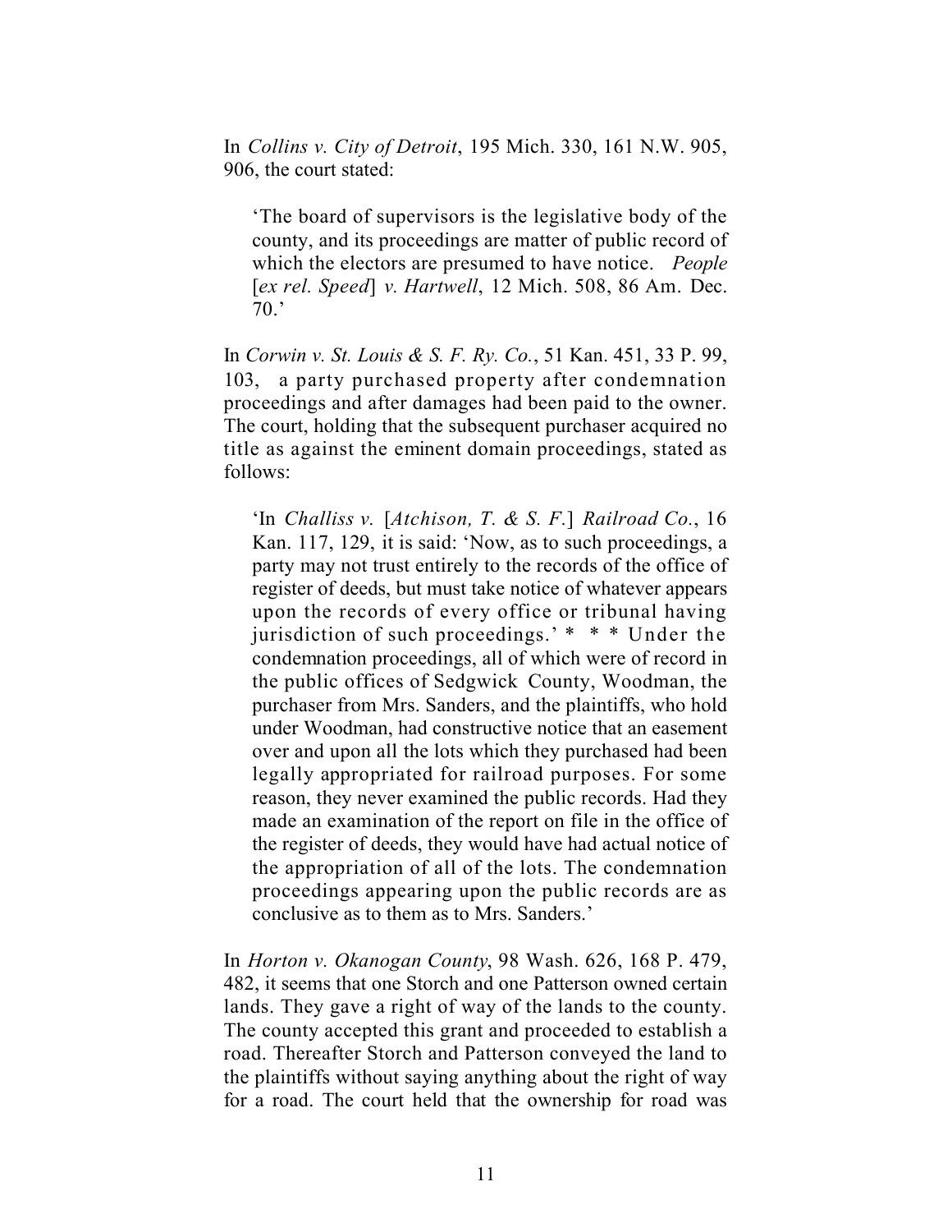In *Collins v. City of Detroit*, 195 Mich. 330, 161 N.W. 905, 906, the court stated:

> 'The board of supervisors is the legislative body of the county, and its proceedings are matter of public record of which the electors are presumed to have notice. *People* [*ex rel. Speed*] *v. Hartwell*, 12 Mich. 508, 86 Am. Dec. 70.'

In *Corwin v. St. Louis & S. F. Ry. Co.*, 51 Kan. 451, 33 P. 99, 103, a party purchased property after condemnation proceedings and after damages had been paid to the owner. The court, holding that the subsequent purchaser acquired no title as against the eminent domain proceedings, stated as follows:

> 'In *Challiss v.* [*Atchison, T. & S. F.*] *Railroad Co.*, 16 Kan. 117, 129, it is said: 'Now, as to such proceedings, a party may not trust entirely to the records of the office of register of deeds, but must take notice of whatever appears upon the records of every office or tribunal having jurisdiction of such proceedings.' * * * Under the condemnation proceedings, all of which were of record in the public offices of Sedgwick County, Woodman, the purchaser from Mrs. Sanders, and the plaintiffs, who hold under Woodman, had constructive notice that an easement over and upon all the lots which they purchased had been legally appropriated for railroad purposes. For some reason, they never examined the public records. Had they made an examination of the report on file in the office of the register of deeds, they would have had actual notice of the appropriation of all of the lots. The condemnation proceedings appearing upon the public records are as conclusive as to them as to Mrs. Sanders.'

In *Horton v. Okanogan County*, 98 Wash. 626, 168 P. 479, 482, it seems that one Storch and one Patterson owned certain lands. They gave a right of way of the lands to the county. The county accepted this grant and proceeded to establish a road. Thereafter Storch and Patterson conveyed the land to the plaintiffs without saying anything about the right of way for a road. The court held that the ownership for road was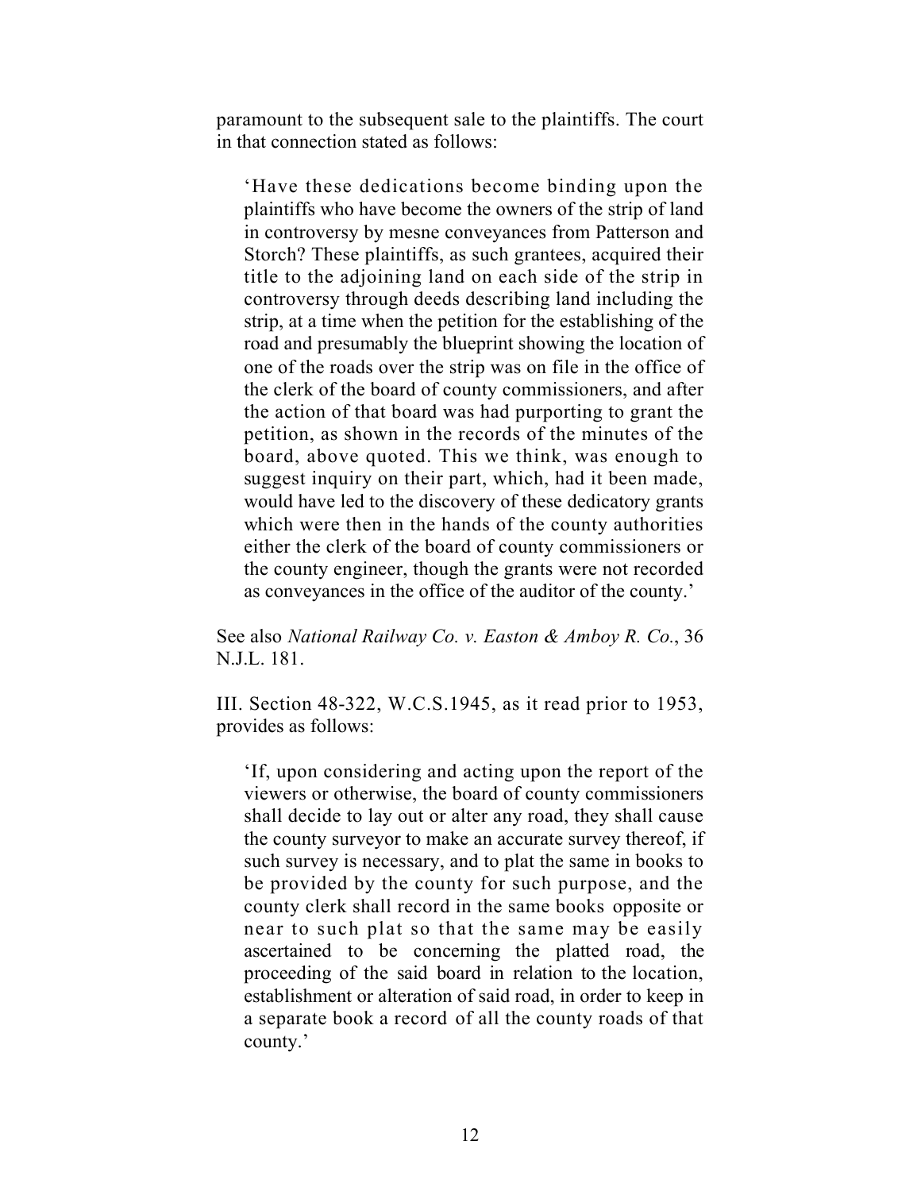paramount to the subsequent sale to the plaintiffs. The court in that connection stated as follows:

> 'Have these dedications become binding upon the plaintiffs who have become the owners of the strip of land in controversy by mesne conveyances from Patterson and Storch? These plaintiffs, as such grantees, acquired their title to the adjoining land on each side of the strip in controversy through deeds describing land including the strip, at a time when the petition for the establishing of the road and presumably the blueprint showing the location of one of the roads over the strip was on file in the office of the clerk of the board of county commissioners, and after the action of that board was had purporting to grant the petition, as shown in the records of the minutes of the board, above quoted. This we think, was enough to suggest inquiry on their part, which, had it been made, would have led to the discovery of these dedicatory grants which were then in the hands of the county authorities either the clerk of the board of county commissioners or the county engineer, though the grants were not recorded as conveyances in the office of the auditor of the county.'

See also *National Railway Co. v. Easton & Amboy R. Co.*, 36 N.J.L. 181.

III. Section 48-322, W.C.S.1945, as it read prior to 1953, provides as follows:

> 'If, upon considering and acting upon the report of the viewers or otherwise, the board of county commissioners shall decide to lay out or alter any road, they shall cause the county surveyor to make an accurate survey thereof, if such survey is necessary, and to plat the same in books to be provided by the county for such purpose, and the county clerk shall record in the same books opposite or near to such plat so that the same may be easily ascertained to be concerning the platted road, the proceeding of the said board in relation to the location, establishment or alteration of said road, in order to keep in a separate book a record of all the county roads of that county.'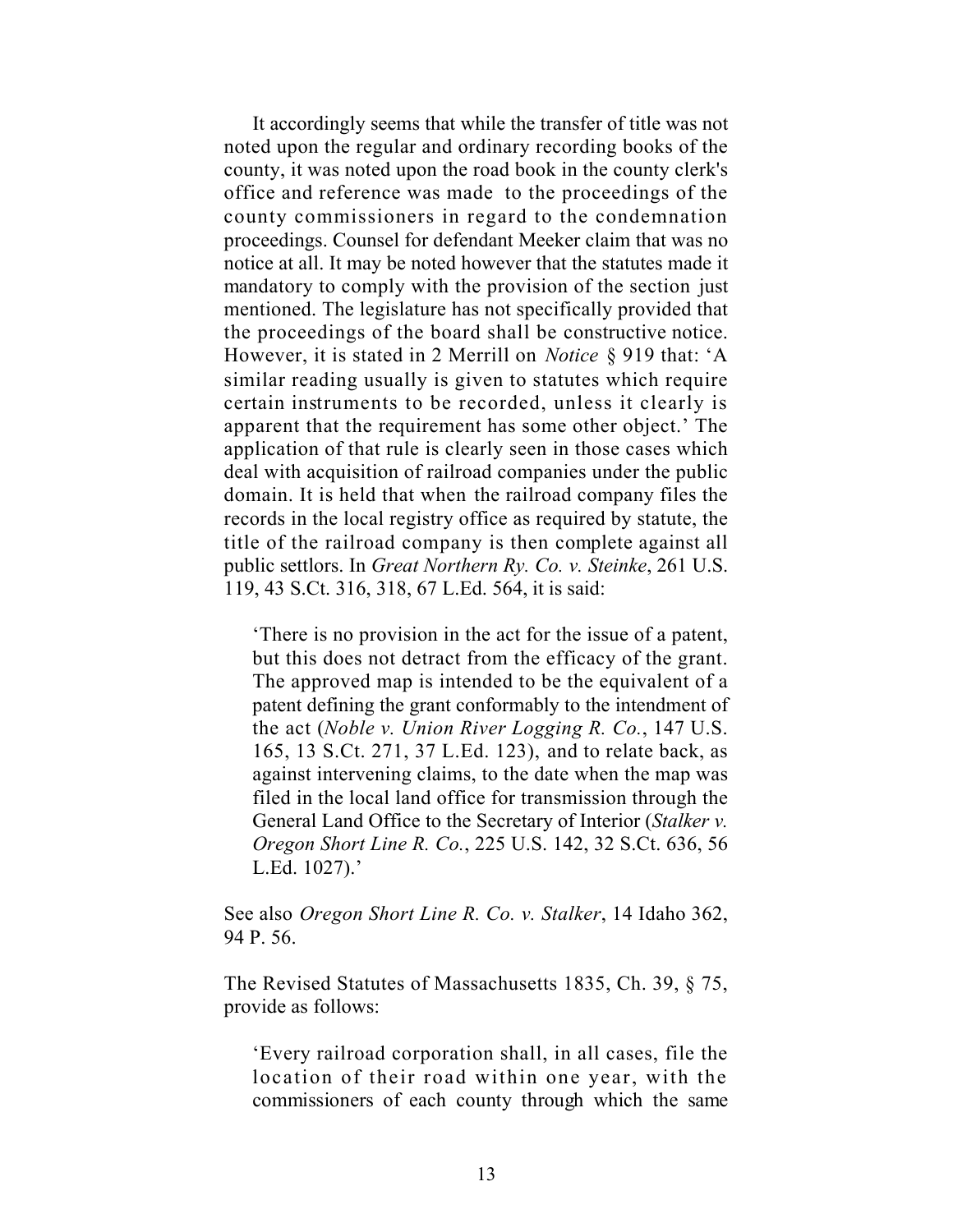It accordingly seems that while the transfer of title was not noted upon the regular and ordinary recording books of the county, it was noted upon the road book in the county clerk's office and reference was made to the proceedings of the county commissioners in regard to the condemnation proceedings. Counsel for defendant Meeker claim that was no notice at all. It may be noted however that the statutes made it mandatory to comply with the provision of the section just mentioned. The legislature has not specifically provided that the proceedings of the board shall be constructive notice. However, it is stated in 2 Merrill on *Notice* § 919 that: 'A similar reading usually is given to statutes which require certain instruments to be recorded, unless it clearly is apparent that the requirement has some other object.' The application of that rule is clearly seen in those cases which deal with acquisition of railroad companies under the public domain. It is held that when the railroad company files the records in the local registry office as required by statute, the title of the railroad company is then complete against all public settlors. In *Great Northern Ry. Co. v. Steinke*, 261 U.S. 119, 43 S.Ct. 316, 318, 67 L.Ed. 564, it is said:

> 'There is no provision in the act for the issue of a patent, but this does not detract from the efficacy of the grant. The approved map is intended to be the equivalent of a patent defining the grant conformably to the intendment of the act (*Noble v. Union River Logging R. Co.*, 147 U.S. 165, 13 S.Ct. 271, 37 L.Ed. 123), and to relate back, as against intervening claims, to the date when the map was filed in the local land office for transmission through the General Land Office to the Secretary of Interior (*Stalker v. Oregon Short Line R. Co.*, 225 U.S. 142, 32 S.Ct. 636, 56 L.Ed. 1027).'

See also *Oregon Short Line R. Co. v. Stalker*, 14 Idaho 362, 94 P. 56.

The Revised Statutes of Massachusetts 1835, Ch. 39, § 75, provide as follows:

> 'Every railroad corporation shall, in all cases, file the location of their road within one year, with the commissioners of each county through which the same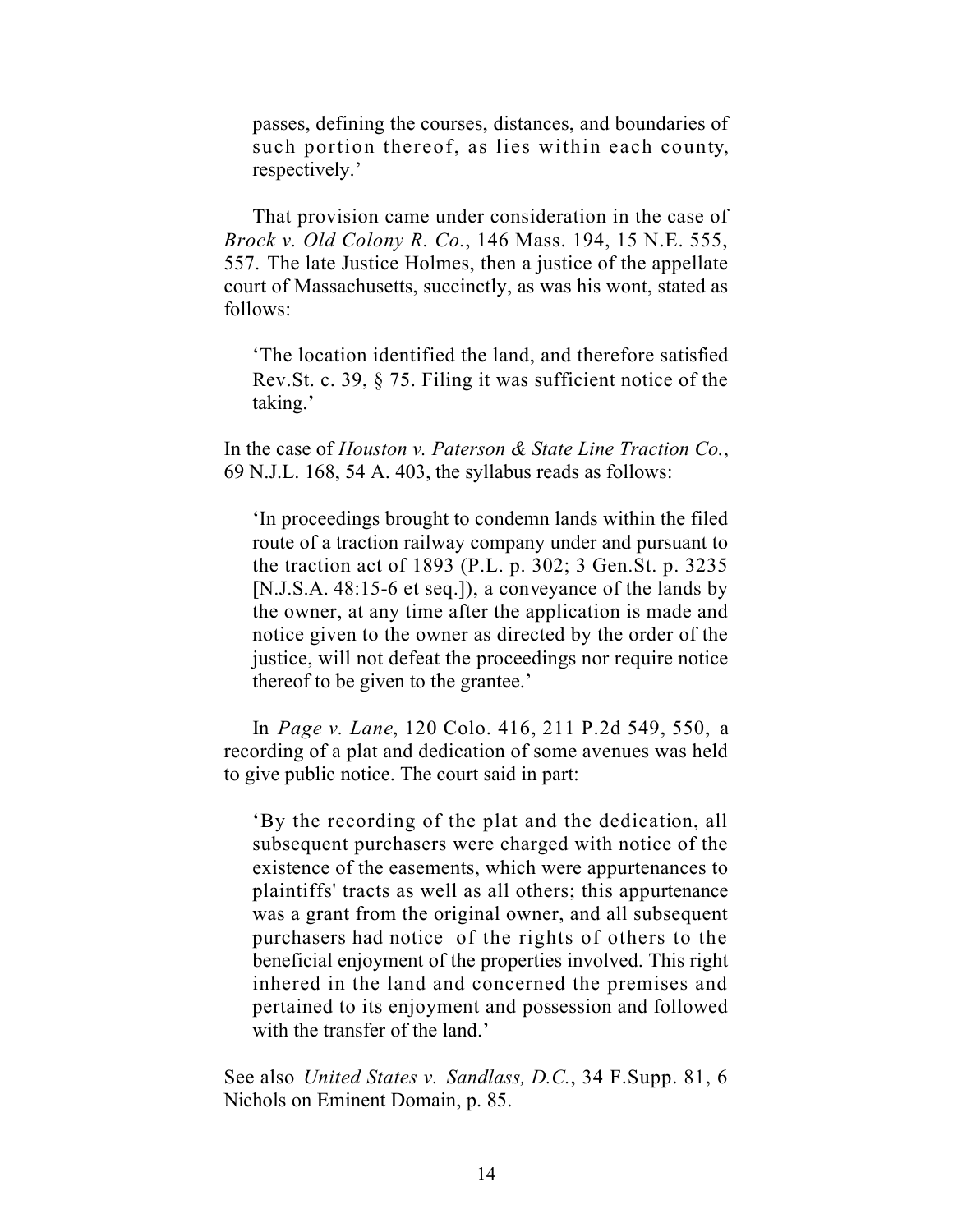> passes, defining the courses, distances, and boundaries of such portion thereof, as lies within each county, respectively.'

That provision came under consideration in the case of *Brock v. Old Colony R. Co.*, 146 Mass. 194, 15 N.E. 555, 557. The late Justice Holmes, then a justice of the appellate court of Massachusetts, succinctly, as was his wont, stated as follows:

> 'The location identified the land, and therefore satisfied Rev.St. c. 39, § 75. Filing it was sufficient notice of the taking.'

In the case of *Houston v. Paterson & State Line Traction Co.*, 69 N.J.L. 168, 54 A. 403, the syllabus reads as follows:

> 'In proceedings brought to condemn lands within the filed route of a traction railway company under and pursuant to the traction act of 1893 (P.L. p. 302; 3 Gen.St. p. 3235 [N.J.S.A. 48:15-6 et seq.]), a conveyance of the lands by the owner, at any time after the application is made and notice given to the owner as directed by the order of the justice, will not defeat the proceedings nor require notice thereof to be given to the grantee.'

In *Page v. Lane*, 120 Colo. 416, 211 P.2d 549, 550, a recording of a plat and dedication of some avenues was held to give public notice. The court said in part:

> 'By the recording of the plat and the dedication, all subsequent purchasers were charged with notice of the existence of the easements, which were appurtenances to plaintiffs' tracts as well as all others; this appurtenance was a grant from the original owner, and all subsequent purchasers had notice of the rights of others to the beneficial enjoyment of the properties involved. This right inhered in the land and concerned the premises and pertained to its enjoyment and possession and followed with the transfer of the land.'

See also *United States v. Sandlass, D.C.*, 34 F.Supp. 81, 6 Nichols on Eminent Domain, p. 85.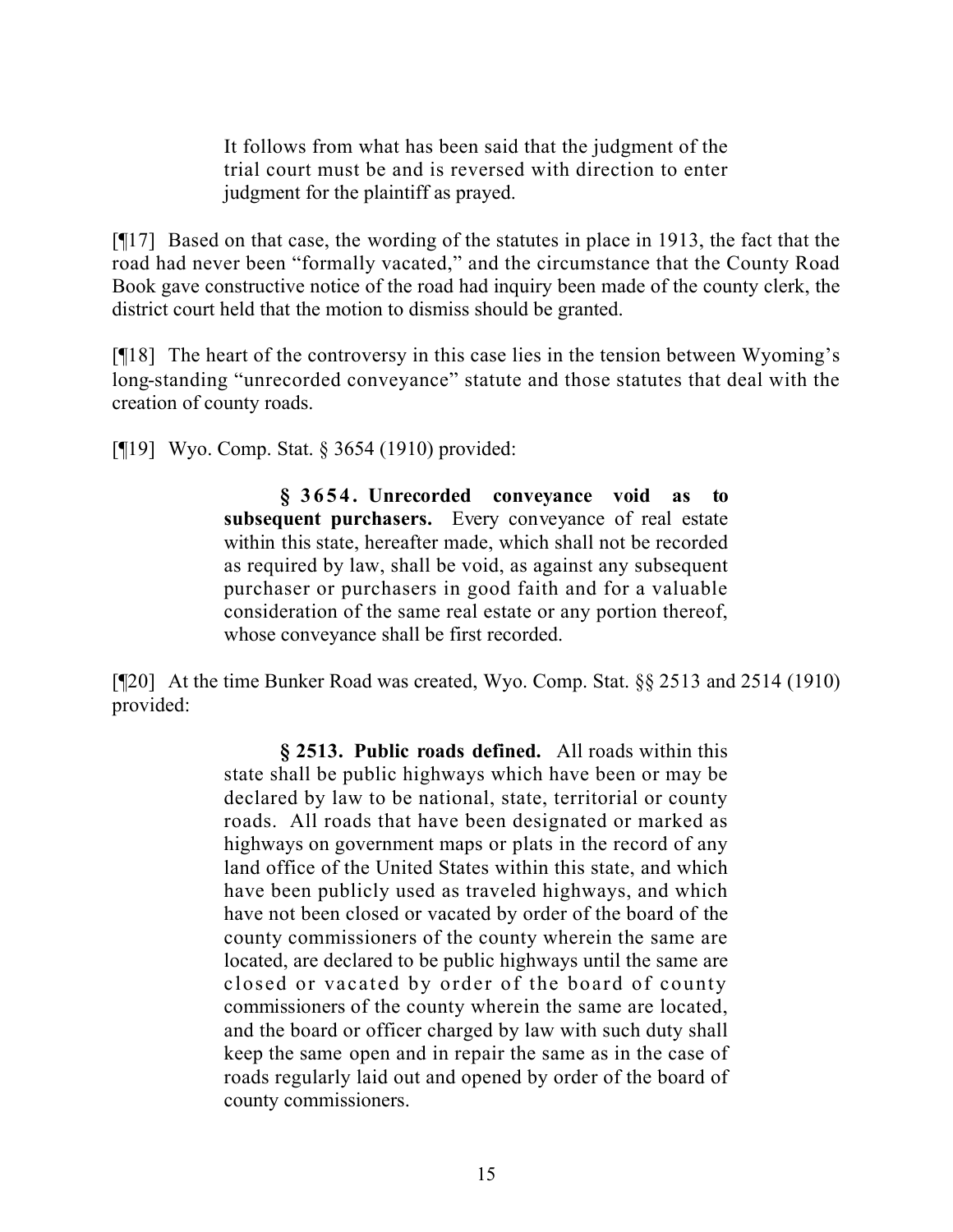> It follows from what has been said that the judgment of the trial court must be and is reversed with direction to enter judgment for the plaintiff as prayed.

[¶17] Based on that case, the wording of the statutes in place in 1913, the fact that the road had never been "formally vacated," and the circumstance that the County Road Book gave constructive notice of the road had inquiry been made of the county clerk, the district court held that the motion to dismiss should be granted.

[¶18] The heart of the controversy in this case lies in the tension between Wyoming's long-standing "unrecorded conveyance" statute and those statutes that deal with the creation of county roads.

[¶19] Wyo. Comp. Stat. § 3654 (1910) provided:

> **§ 3654. Unrecorded conveyance void as to subsequent purchasers.** Every conveyance of real estate within this state, hereafter made, which shall not be recorded as required by law, shall be void, as against any subsequent purchaser or purchasers in good faith and for a valuable consideration of the same real estate or any portion thereof, whose conveyance shall be first recorded.

[¶20] At the time Bunker Road was created, Wyo. Comp. Stat. §§ 2513 and 2514 (1910) provided:

> **§ 2513. Public roads defined.** All roads within this state shall be public highways which have been or may be declared by law to be national, state, territorial or county roads. All roads that have been designated or marked as highways on government maps or plats in the record of any land office of the United States within this state, and which have been publicly used as traveled highways, and which have not been closed or vacated by order of the board of the county commissioners of the county wherein the same are located, are declared to be public highways until the same are closed or vacated by order of the board of county commissioners of the county wherein the same are located, and the board or officer charged by law with such duty shall keep the same open and in repair the same as in the case of roads regularly laid out and opened by order of the board of county commissioners.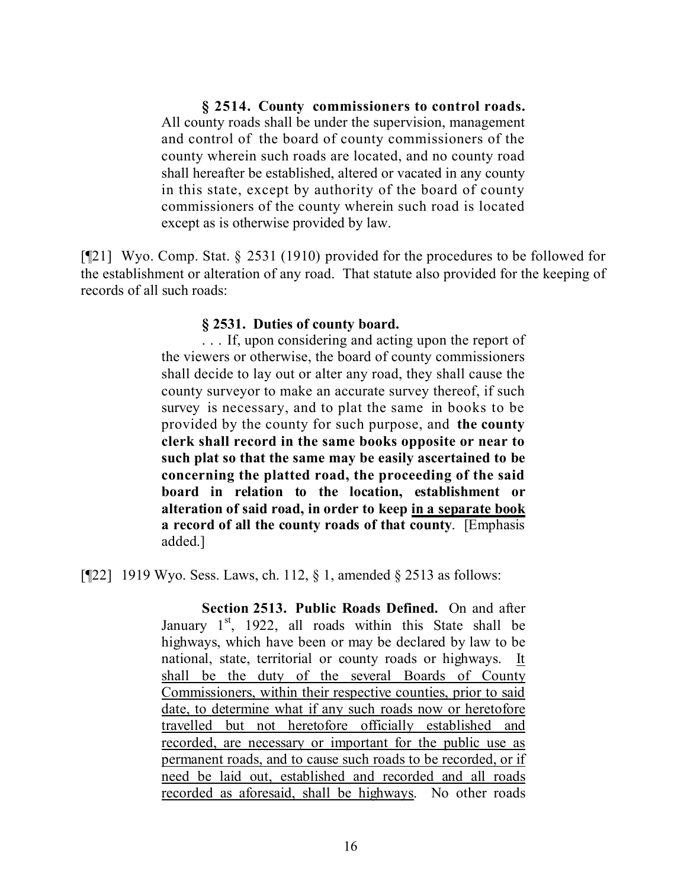> **§ 2514. County commissioners to control roads.** All county roads shall be under the supervision, management and control of the board of county commissioners of the county wherein such roads are located, and no county road shall hereafter be established, altered or vacated in any county in this state, except by authority of the board of county commissioners of the county wherein such road is located except as is otherwise provided by law.

[¶21] Wyo. Comp. Stat. § 2531 (1910) provided for the procedures to be followed for the establishment or alteration of any road. That statute also provided for the keeping of records of all such roads:

> **§ 2531. Duties of county board.**
>
> . . . If, upon considering and acting upon the report of the viewers or otherwise, the board of county commissioners shall decide to lay out or alter any road, they shall cause the county surveyor to make an accurate survey thereof, if such survey is necessary, and to plat the same in books to be provided by the county for such purpose, and **the county clerk shall record in the same books opposite or near to such plat so that the same may be easily ascertained to be concerning the platted road, the proceeding of the said board in relation to the location, establishment or alteration of said road, in order to keep <u>in a separate book</u> a record of all the county roads of that county**. [Emphasis added.]

[¶22] 1919 Wyo. Sess. Laws, ch. 112, § 1, amended § 2513 as follows:

> **Section 2513. Public Roads Defined.** On and after January 1st, 1922, all roads within this State shall be highways, which have been or may be declared by law to be national, state, territorial or county roads or highways. <u>It shall be the duty of the several Boards of County Commissioners, within their respective counties, prior to said date, to determine what if any such roads now or heretofore travelled but not heretofore officially established and recorded, are necessary or important for the public use as permanent roads, and to cause such roads to be recorded, or if need be laid out, established and recorded and all roads recorded as aforesaid, shall be highways</u>. No other roads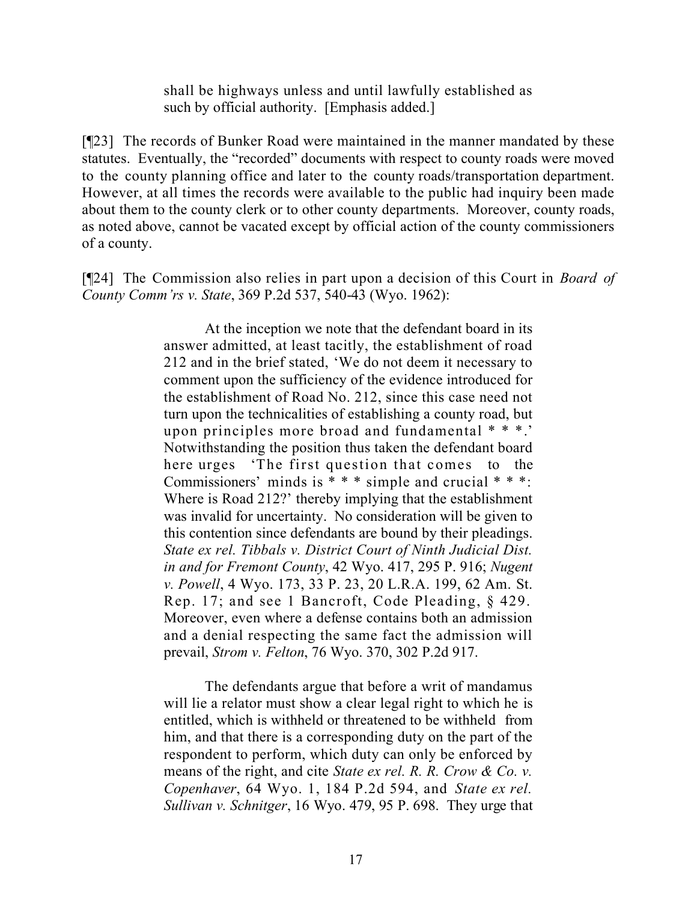> shall be highways unless and until lawfully established as such by official authority. [Emphasis added.]

[¶23] The records of Bunker Road were maintained in the manner mandated by these statutes. Eventually, the "recorded" documents with respect to county roads were moved to the county planning office and later to the county roads/transportation department. However, at all times the records were available to the public had inquiry been made about them to the county clerk or to other county departments. Moreover, county roads, as noted above, cannot be vacated except by official action of the county commissioners of a county.

[¶24] The Commission also relies in part upon a decision of this Court in *Board of County Comm'rs v. State*, 369 P.2d 537, 540-43 (Wyo. 1962):

> At the inception we note that the defendant board in its answer admitted, at least tacitly, the establishment of road 212 and in the brief stated, 'We do not deem it necessary to comment upon the sufficiency of the evidence introduced for the establishment of Road No. 212, since this case need not turn upon the technicalities of establishing a county road, but upon principles more broad and fundamental * * *.' Notwithstanding the position thus taken the defendant board here urges 'The first question that comes to the Commissioners' minds is * * * simple and crucial * * *: Where is Road 212?' thereby implying that the establishment was invalid for uncertainty. No consideration will be given to this contention since defendants are bound by their pleadings. *State ex rel. Tibbals v. District Court of Ninth Judicial Dist. in and for Fremont County*, 42 Wyo. 417, 295 P. 916; *Nugent v. Powell*, 4 Wyo. 173, 33 P. 23, 20 L.R.A. 199, 62 Am. St. Rep. 17; and see 1 Bancroft, Code Pleading, § 429. Moreover, even where a defense contains both an admission and a denial respecting the same fact the admission will prevail, *Strom v. Felton*, 76 Wyo. 370, 302 P.2d 917.
>
> The defendants argue that before a writ of mandamus will lie a relator must show a clear legal right to which he is entitled, which is withheld or threatened to be withheld from him, and that there is a corresponding duty on the part of the respondent to perform, which duty can only be enforced by means of the right, and cite *State ex rel. R. R. Crow & Co. v. Copenhaver*, 64 Wyo. 1, 184 P.2d 594, and *State ex rel. Sullivan v. Schnitger*, 16 Wyo. 479, 95 P. 698. They urge that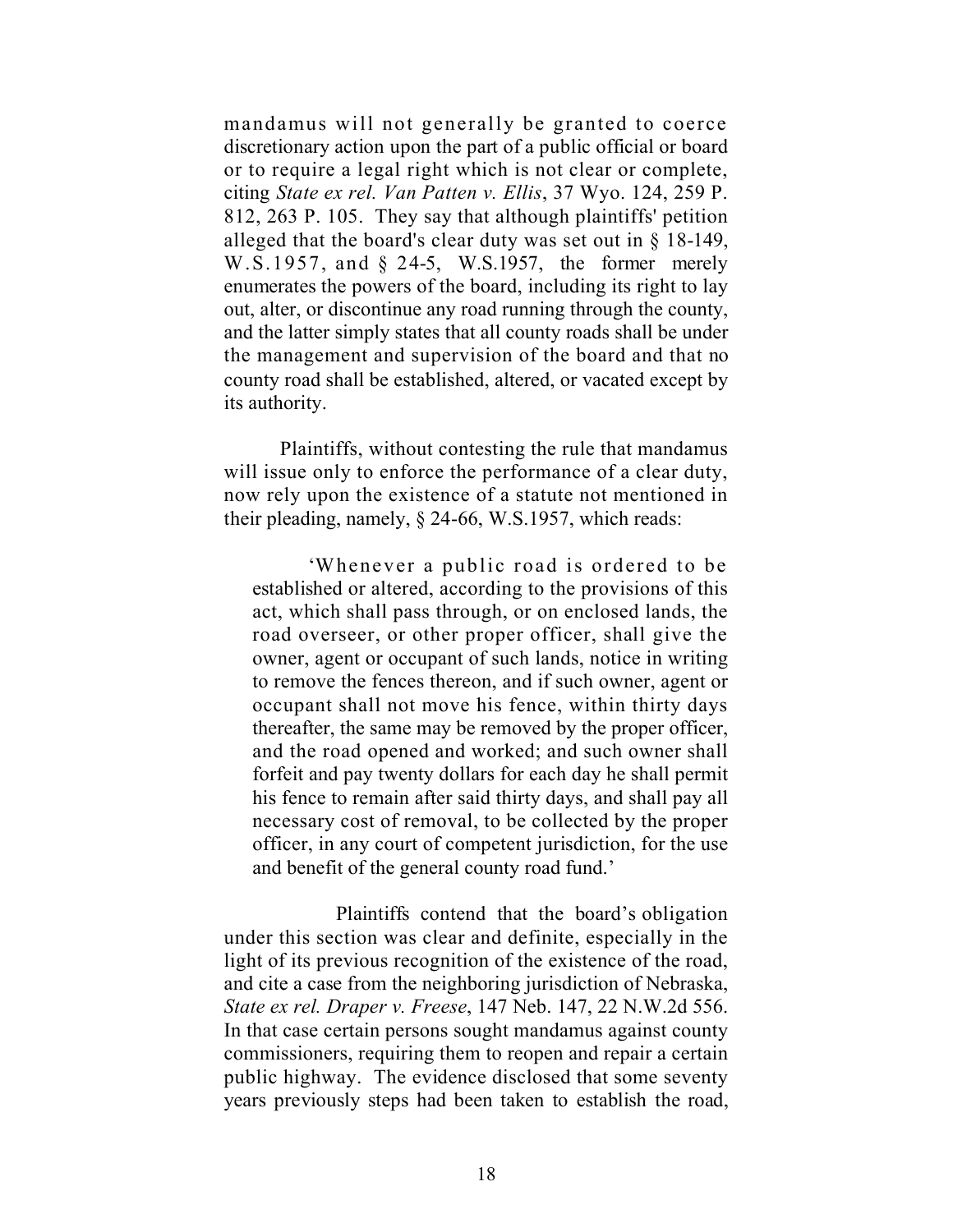mandamus will not generally be granted to coerce discretionary action upon the part of a public official or board or to require a legal right which is not clear or complete, citing *State ex rel. Van Patten v. Ellis*, 37 Wyo. 124, 259 P. 812, 263 P. 105. They say that although plaintiffs' petition alleged that the board's clear duty was set out in § 18-149, W.S.1957, and § 24-5, W.S.1957, the former merely enumerates the powers of the board, including its right to lay out, alter, or discontinue any road running through the county, and the latter simply states that all county roads shall be under the management and supervision of the board and that no county road shall be established, altered, or vacated except by its authority.

Plaintiffs, without contesting the rule that mandamus will issue only to enforce the performance of a clear duty, now rely upon the existence of a statute not mentioned in their pleading, namely, § 24-66, W.S.1957, which reads:

> 'Whenever a public road is ordered to be established or altered, according to the provisions of this act, which shall pass through, or on enclosed lands, the road overseer, or other proper officer, shall give the owner, agent or occupant of such lands, notice in writing to remove the fences thereon, and if such owner, agent or occupant shall not move his fence, within thirty days thereafter, the same may be removed by the proper officer, and the road opened and worked; and such owner shall forfeit and pay twenty dollars for each day he shall permit his fence to remain after said thirty days, and shall pay all necessary cost of removal, to be collected by the proper officer, in any court of competent jurisdiction, for the use and benefit of the general county road fund.'

Plaintiffs contend that the board's obligation under this section was clear and definite, especially in the light of its previous recognition of the existence of the road, and cite a case from the neighboring jurisdiction of Nebraska, *State ex rel. Draper v. Freese*, 147 Neb. 147, 22 N.W.2d 556. In that case certain persons sought mandamus against county commissioners, requiring them to reopen and repair a certain public highway. The evidence disclosed that some seventy years previously steps had been taken to establish the road,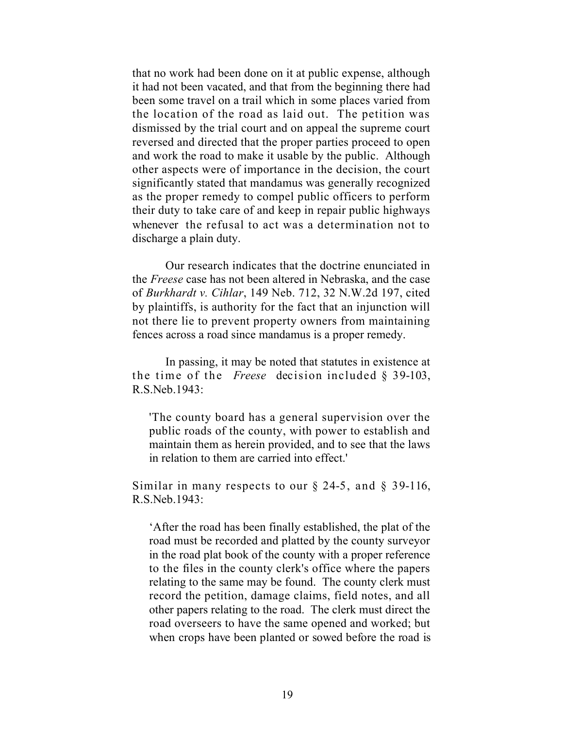that no work had been done on it at public expense, although it had not been vacated, and that from the beginning there had been some travel on a trail which in some places varied from the location of the road as laid out. The petition was dismissed by the trial court and on appeal the supreme court reversed and directed that the proper parties proceed to open and work the road to make it usable by the public. Although other aspects were of importance in the decision, the court significantly stated that mandamus was generally recognized as the proper remedy to compel public officers to perform their duty to take care of and keep in repair public highways whenever the refusal to act was a determination not to discharge a plain duty.

Our research indicates that the doctrine enunciated in the *Freese* case has not been altered in Nebraska, and the case of *Burkhardt v. Cihlar*, 149 Neb. 712, 32 N.W.2d 197, cited by plaintiffs, is authority for the fact that an injunction will not there lie to prevent property owners from maintaining fences across a road since mandamus is a proper remedy.

In passing, it may be noted that statutes in existence at the time of the *Freese* decision included § 39-103, R.S.Neb.1943:

> 'The county board has a general supervision over the public roads of the county, with power to establish and maintain them as herein provided, and to see that the laws in relation to them are carried into effect.'

Similar in many respects to our § 24-5, and § 39-116, R.S.Neb.1943:

> 'After the road has been finally established, the plat of the road must be recorded and platted by the county surveyor in the road plat book of the county with a proper reference to the files in the county clerk's office where the papers relating to the same may be found. The county clerk must record the petition, damage claims, field notes, and all other papers relating to the road. The clerk must direct the road overseers to have the same opened and worked; but when crops have been planted or sowed before the road is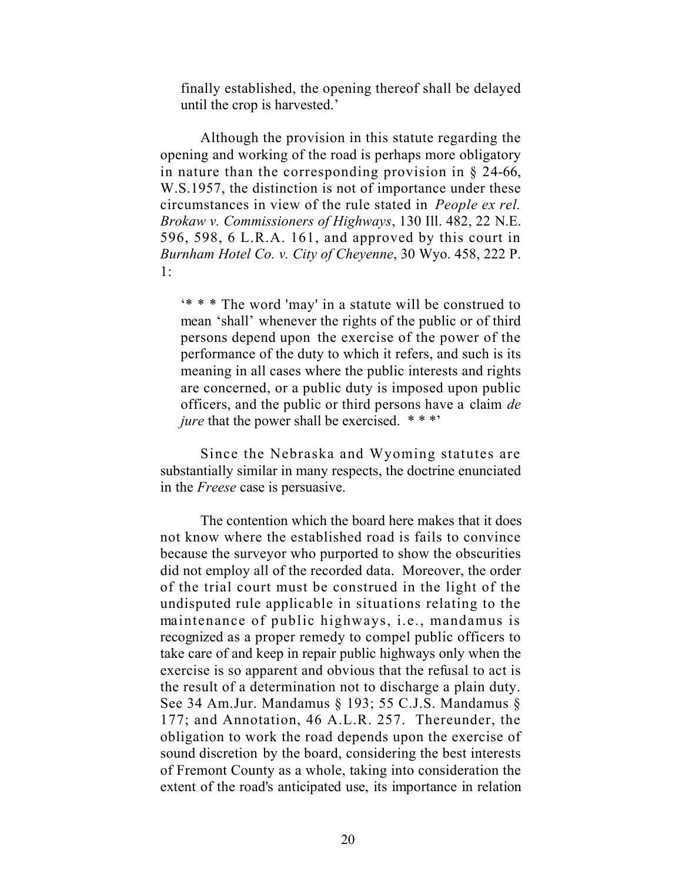> finally established, the opening thereof shall be delayed until the crop is harvested.'

Although the provision in this statute regarding the opening and working of the road is perhaps more obligatory in nature than the corresponding provision in § 24-66, W.S.1957, the distinction is not of importance under these circumstances in view of the rule stated in *People ex rel. Brokaw v. Commissioners of Highways*, 130 Ill. 482, 22 N.E. 596, 598, 6 L.R.A. 161, and approved by this court in *Burnham Hotel Co. v. City of Cheyenne*, 30 Wyo. 458, 222 P. 1:

> '* * * The word 'may' in a statute will be construed to mean 'shall' whenever the rights of the public or of third persons depend upon the exercise of the power of the performance of the duty to which it refers, and such is its meaning in all cases where the public interests and rights are concerned, or a public duty is imposed upon public officers, and the public or third persons have a claim *de jure* that the power shall be exercised. * * *'

Since the Nebraska and Wyoming statutes are substantially similar in many respects, the doctrine enunciated in the *Freese* case is persuasive.

The contention which the board here makes that it does not know where the established road is fails to convince because the surveyor who purported to show the obscurities did not employ all of the recorded data. Moreover, the order of the trial court must be construed in the light of the undisputed rule applicable in situations relating to the maintenance of public highways, i.e., mandamus is recognized as a proper remedy to compel public officers to take care of and keep in repair public highways only when the exercise is so apparent and obvious that the refusal to act is the result of a determination not to discharge a plain duty. See 34 Am.Jur. Mandamus § 193; 55 C.J.S. Mandamus § 177; and Annotation, 46 A.L.R. 257. Thereunder, the obligation to work the road depends upon the exercise of sound discretion by the board, considering the best interests of Fremont County as a whole, taking into consideration the extent of the road's anticipated use, its importance in relation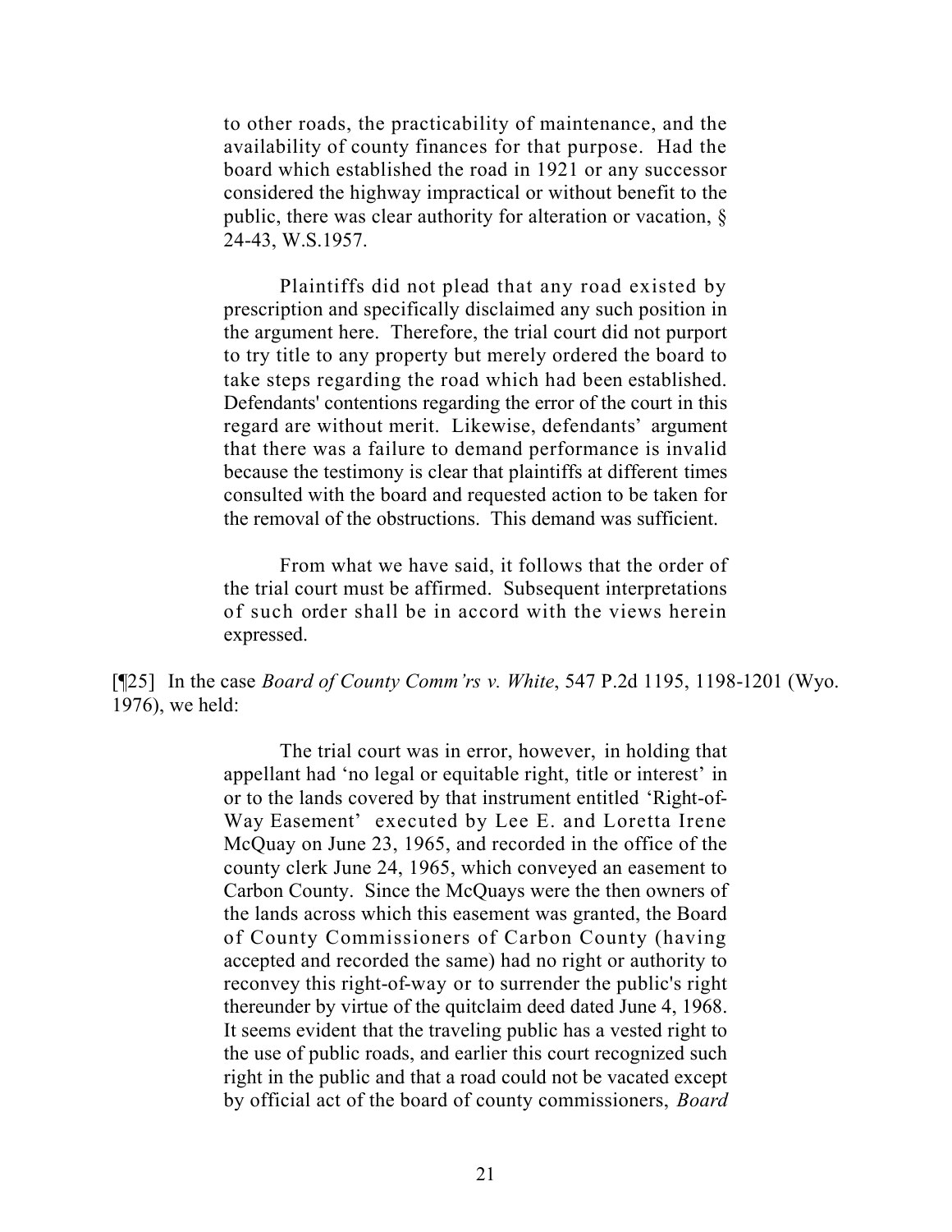> to other roads, the practicability of maintenance, and the availability of county finances for that purpose. Had the board which established the road in 1921 or any successor considered the highway impractical or without benefit to the public, there was clear authority for alteration or vacation, § 24-43, W.S.1957.
>
> Plaintiffs did not plead that any road existed by prescription and specifically disclaimed any such position in the argument here. Therefore, the trial court did not purport to try title to any property but merely ordered the board to take steps regarding the road which had been established. Defendants' contentions regarding the error of the court in this regard are without merit. Likewise, defendants' argument that there was a failure to demand performance is invalid because the testimony is clear that plaintiffs at different times consulted with the board and requested action to be taken for the removal of the obstructions. This demand was sufficient.
>
> From what we have said, it follows that the order of the trial court must be affirmed. Subsequent interpretations of such order shall be in accord with the views herein expressed.

[¶25] In the case *Board of County Comm'rs v. White*, 547 P.2d 1195, 1198-1201 (Wyo. 1976), we held:

> The trial court was in error, however, in holding that appellant had 'no legal or equitable right, title or interest' in or to the lands covered by that instrument entitled 'Right-of-Way Easement' executed by Lee E. and Loretta Irene McQuay on June 23, 1965, and recorded in the office of the county clerk June 24, 1965, which conveyed an easement to Carbon County. Since the McQuays were the then owners of the lands across which this easement was granted, the Board of County Commissioners of Carbon County (having accepted and recorded the same) had no right or authority to reconvey this right-of-way or to surrender the public's right thereunder by virtue of the quitclaim deed dated June 4, 1968. It seems evident that the traveling public has a vested right to the use of public roads, and earlier this court recognized such right in the public and that a road could not be vacated except by official act of the board of county commissioners, *Board*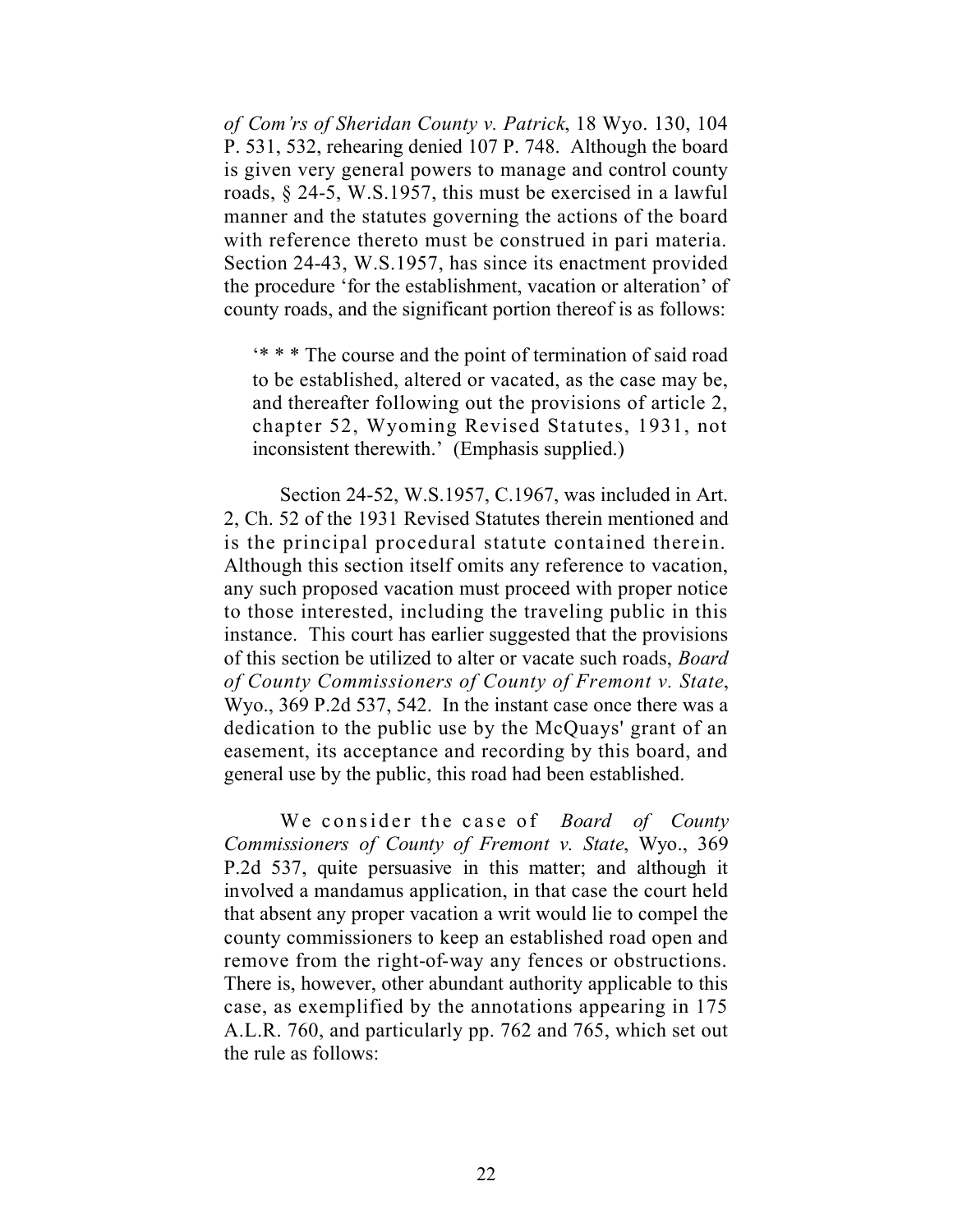*of Com'rs of Sheridan County v. Patrick*, 18 Wyo. 130, 104 P. 531, 532, rehearing denied 107 P. 748. Although the board is given very general powers to manage and control county roads, § 24-5, W.S.1957, this must be exercised in a lawful manner and the statutes governing the actions of the board with reference thereto must be construed in pari materia. Section 24-43, W.S.1957, has since its enactment provided the procedure 'for the establishment, vacation or alteration' of county roads, and the significant portion thereof is as follows:

> '* * * The course and the point of termination of said road to be established, altered or vacated, as the case may be, and thereafter following out the provisions of article 2, chapter 52, Wyoming Revised Statutes, 1931, not inconsistent therewith.' (Emphasis supplied.)

Section 24-52, W.S.1957, C.1967, was included in Art. 2, Ch. 52 of the 1931 Revised Statutes therein mentioned and is the principal procedural statute contained therein. Although this section itself omits any reference to vacation, any such proposed vacation must proceed with proper notice to those interested, including the traveling public in this instance. This court has earlier suggested that the provisions of this section be utilized to alter or vacate such roads, *Board of County Commissioners of County of Fremont v. State*, Wyo., 369 P.2d 537, 542. In the instant case once there was a dedication to the public use by the McQuays' grant of an easement, its acceptance and recording by this board, and general use by the public, this road had been established.

We consider the case of *Board of County Commissioners of County of Fremont v. State*, Wyo., 369 P.2d 537, quite persuasive in this matter; and although it involved a mandamus application, in that case the court held that absent any proper vacation a writ would lie to compel the county commissioners to keep an established road open and remove from the right-of-way any fences or obstructions. There is, however, other abundant authority applicable to this case, as exemplified by the annotations appearing in 175 A.L.R. 760, and particularly pp. 762 and 765, which set out the rule as follows: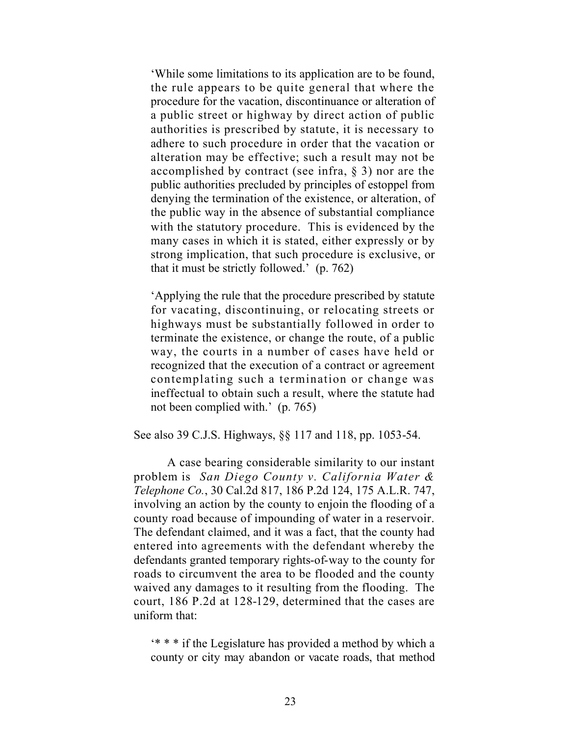> 'While some limitations to its application are to be found, the rule appears to be quite general that where the procedure for the vacation, discontinuance or alteration of a public street or highway by direct action of public authorities is prescribed by statute, it is necessary to adhere to such procedure in order that the vacation or alteration may be effective; such a result may not be accomplished by contract (see infra, § 3) nor are the public authorities precluded by principles of estoppel from denying the termination of the existence, or alteration, of the public way in the absence of substantial compliance with the statutory procedure. This is evidenced by the many cases in which it is stated, either expressly or by strong implication, that such procedure is exclusive, or that it must be strictly followed.' (p. 762)

> 'Applying the rule that the procedure prescribed by statute for vacating, discontinuing, or relocating streets or highways must be substantially followed in order to terminate the existence, or change the route, of a public way, the courts in a number of cases have held or recognized that the execution of a contract or agreement contemplating such a termination or change was ineffectual to obtain such a result, where the statute had not been complied with.' (p. 765)

See also 39 C.J.S. Highways, §§ 117 and 118, pp. 1053-54.

A case bearing considerable similarity to our instant problem is *San Diego County v. California Water & Telephone Co.*, 30 Cal.2d 817, 186 P.2d 124, 175 A.L.R. 747, involving an action by the county to enjoin the flooding of a county road because of impounding of water in a reservoir. The defendant claimed, and it was a fact, that the county had entered into agreements with the defendant whereby the defendants granted temporary rights-of-way to the county for roads to circumvent the area to be flooded and the county waived any damages to it resulting from the flooding. The court, 186 P.2d at 128-129, determined that the cases are uniform that:

> '* * * if the Legislature has provided a method by which a county or city may abandon or vacate roads, that method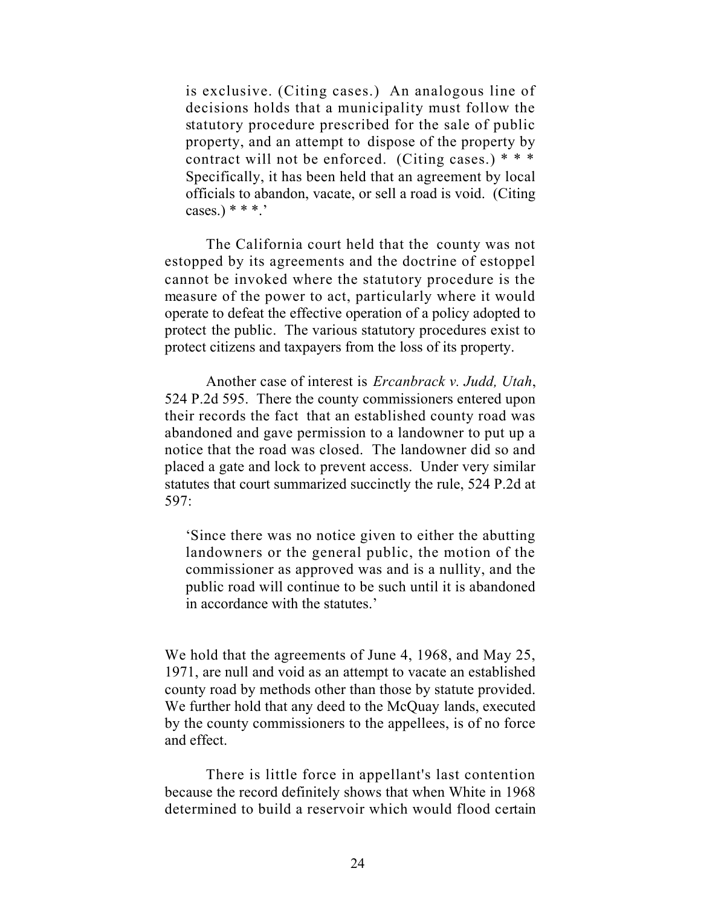> is exclusive. (Citing cases.) An analogous line of decisions holds that a municipality must follow the statutory procedure prescribed for the sale of public property, and an attempt to dispose of the property by contract will not be enforced. (Citing cases.) * * * Specifically, it has been held that an agreement by local officials to abandon, vacate, or sell a road is void. (Citing cases.) * * *.'

The California court held that the county was not estopped by its agreements and the doctrine of estoppel cannot be invoked where the statutory procedure is the measure of the power to act, particularly where it would operate to defeat the effective operation of a policy adopted to protect the public. The various statutory procedures exist to protect citizens and taxpayers from the loss of its property.

Another case of interest is *Ercanbrack v. Judd, Utah*, 524 P.2d 595. There the county commissioners entered upon their records the fact that an established county road was abandoned and gave permission to a landowner to put up a notice that the road was closed. The landowner did so and placed a gate and lock to prevent access. Under very similar statutes that court summarized succinctly the rule, 524 P.2d at 597:

> 'Since there was no notice given to either the abutting landowners or the general public, the motion of the commissioner as approved was and is a nullity, and the public road will continue to be such until it is abandoned in accordance with the statutes.'

We hold that the agreements of June 4, 1968, and May 25, 1971, are null and void as an attempt to vacate an established county road by methods other than those by statute provided. We further hold that any deed to the McQuay lands, executed by the county commissioners to the appellees, is of no force and effect.

There is little force in appellant's last contention because the record definitely shows that when White in 1968 determined to build a reservoir which would flood certain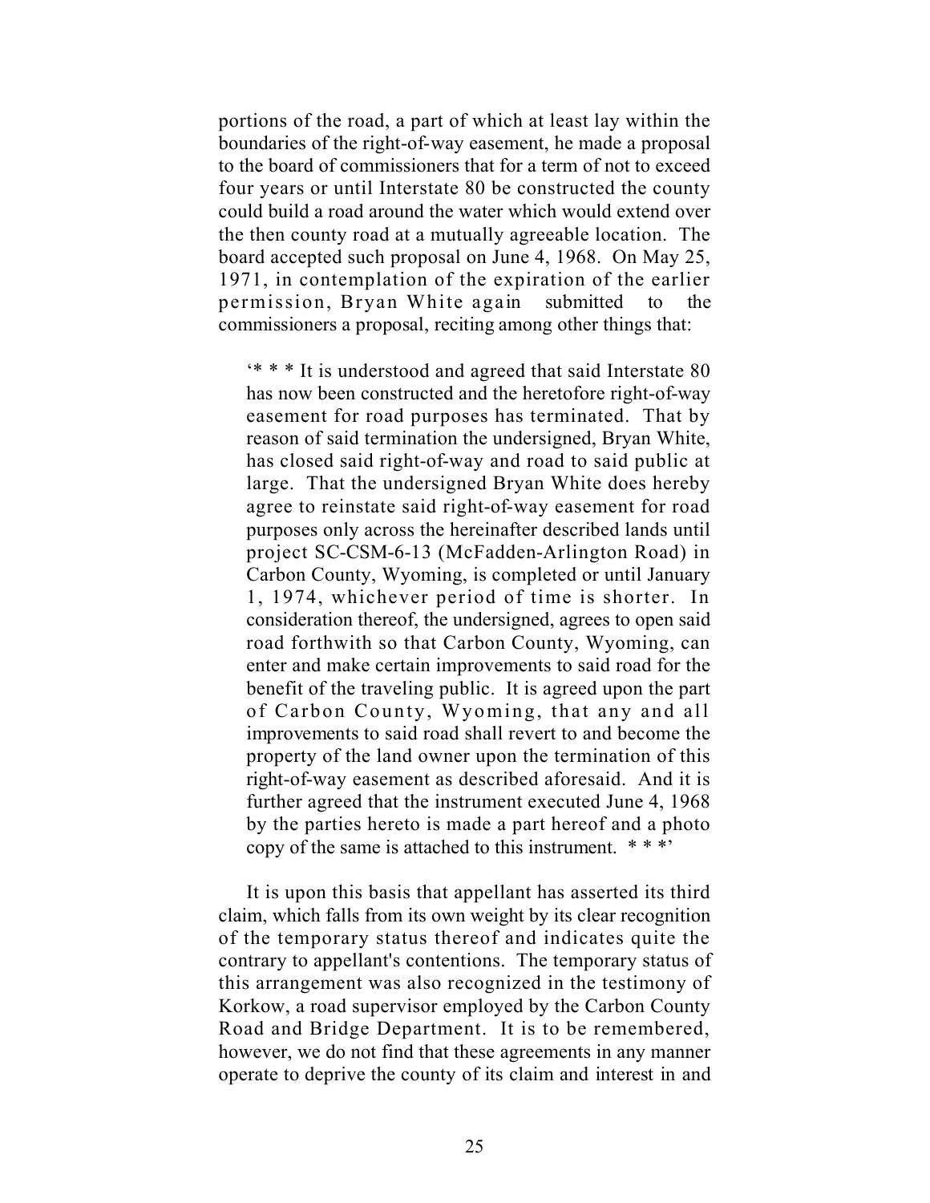portions of the road, a part of which at least lay within the boundaries of the right-of-way easement, he made a proposal to the board of commissioners that for a term of not to exceed four years or until Interstate 80 be constructed the county could build a road around the water which would extend over the then county road at a mutually agreeable location. The board accepted such proposal on June 4, 1968. On May 25, 1971, in contemplation of the expiration of the earlier permission, Bryan White again submitted to the commissioners a proposal, reciting among other things that:

> '* * * It is understood and agreed that said Interstate 80 has now been constructed and the heretofore right-of-way easement for road purposes has terminated. That by reason of said termination the undersigned, Bryan White, has closed said right-of-way and road to said public at large. That the undersigned Bryan White does hereby agree to reinstate said right-of-way easement for road purposes only across the hereinafter described lands until project SC-CSM-6-13 (McFadden-Arlington Road) in Carbon County, Wyoming, is completed or until January 1, 1974, whichever period of time is shorter. In consideration thereof, the undersigned, agrees to open said road forthwith so that Carbon County, Wyoming, can enter and make certain improvements to said road for the benefit of the traveling public. It is agreed upon the part of Carbon County, Wyoming, that any and all improvements to said road shall revert to and become the property of the land owner upon the termination of this right-of-way easement as described aforesaid. And it is further agreed that the instrument executed June 4, 1968 by the parties hereto is made a part hereof and a photo copy of the same is attached to this instrument. * * *'

It is upon this basis that appellant has asserted its third claim, which falls from its own weight by its clear recognition of the temporary status thereof and indicates quite the contrary to appellant's contentions. The temporary status of this arrangement was also recognized in the testimony of Korkow, a road supervisor employed by the Carbon County Road and Bridge Department. It is to be remembered, however, we do not find that these agreements in any manner operate to deprive the county of its claim and interest in and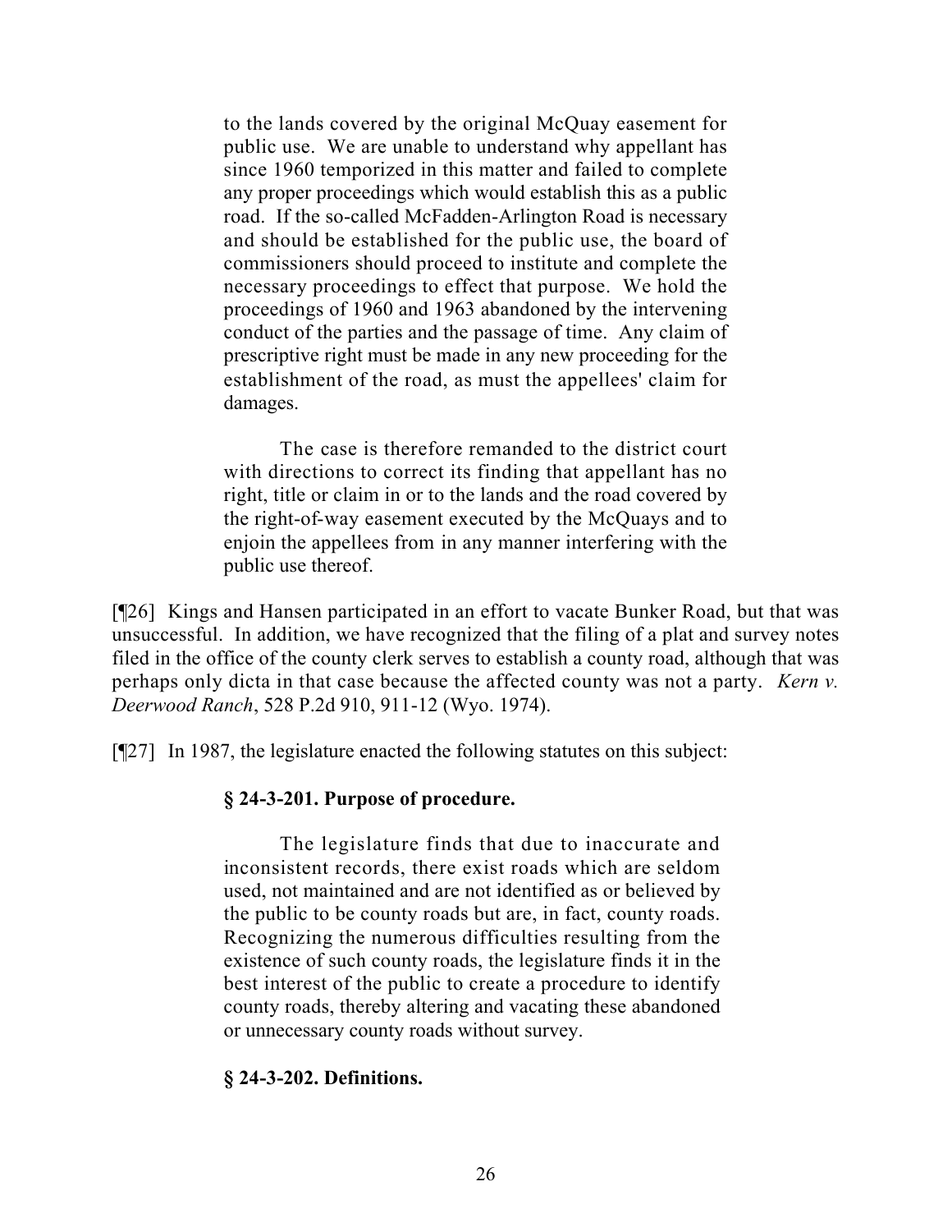> to the lands covered by the original McQuay easement for public use. We are unable to understand why appellant has since 1960 temporized in this matter and failed to complete any proper proceedings which would establish this as a public road. If the so-called McFadden-Arlington Road is necessary and should be established for the public use, the board of commissioners should proceed to institute and complete the necessary proceedings to effect that purpose. We hold the proceedings of 1960 and 1963 abandoned by the intervening conduct of the parties and the passage of time. Any claim of prescriptive right must be made in any new proceeding for the establishment of the road, as must the appellees' claim for damages.
>
> The case is therefore remanded to the district court with directions to correct its finding that appellant has no right, title or claim in or to the lands and the road covered by the right-of-way easement executed by the McQuays and to enjoin the appellees from in any manner interfering with the public use thereof.

[¶26] Kings and Hansen participated in an effort to vacate Bunker Road, but that was unsuccessful. In addition, we have recognized that the filing of a plat and survey notes filed in the office of the county clerk serves to establish a county road, although that was perhaps only dicta in that case because the affected county was not a party. *Kern v. Deerwood Ranch*, 528 P.2d 910, 911-12 (Wyo. 1974).

[¶27] In 1987, the legislature enacted the following statutes on this subject:

> **§ 24-3-201. Purpose of procedure.**
>
> The legislature finds that due to inaccurate and inconsistent records, there exist roads which are seldom used, not maintained and are not identified as or believed by the public to be county roads but are, in fact, county roads. Recognizing the numerous difficulties resulting from the existence of such county roads, the legislature finds it in the best interest of the public to create a procedure to identify county roads, thereby altering and vacating these abandoned or unnecessary county roads without survey.
>
> **§ 24-3-202. Definitions.**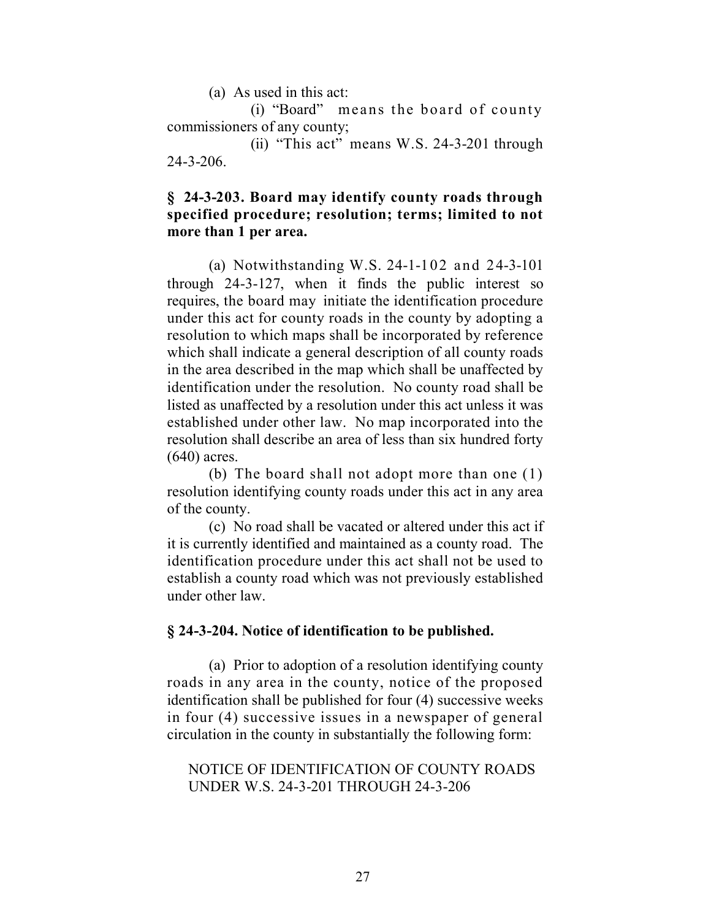(a) As used in this act:

(i) "Board" means the board of county commissioners of any county;

(ii) "This act" means W.S. 24-3-201 through 24-3-206.

**§ 24-3-203. Board may identify county roads through specified procedure; resolution; terms; limited to not more than 1 per area.**

(a) Notwithstanding W.S. 24-1-102 and 24-3-101 through 24-3-127, when it finds the public interest so requires, the board may initiate the identification procedure under this act for county roads in the county by adopting a resolution to which maps shall be incorporated by reference which shall indicate a general description of all county roads in the area described in the map which shall be unaffected by identification under the resolution. No county road shall be listed as unaffected by a resolution under this act unless it was established under other law. No map incorporated into the resolution shall describe an area of less than six hundred forty (640) acres.

(b) The board shall not adopt more than one (1) resolution identifying county roads under this act in any area of the county.

(c) No road shall be vacated or altered under this act if it is currently identified and maintained as a county road. The identification procedure under this act shall not be used to establish a county road which was not previously established under other law.

**§ 24-3-204. Notice of identification to be published.**

(a) Prior to adoption of a resolution identifying county roads in any area in the county, notice of the proposed identification shall be published for four (4) successive weeks in four (4) successive issues in a newspaper of general circulation in the county in substantially the following form:

NOTICE OF IDENTIFICATION OF COUNTY ROADS UNDER W.S. 24-3-201 THROUGH 24-3-206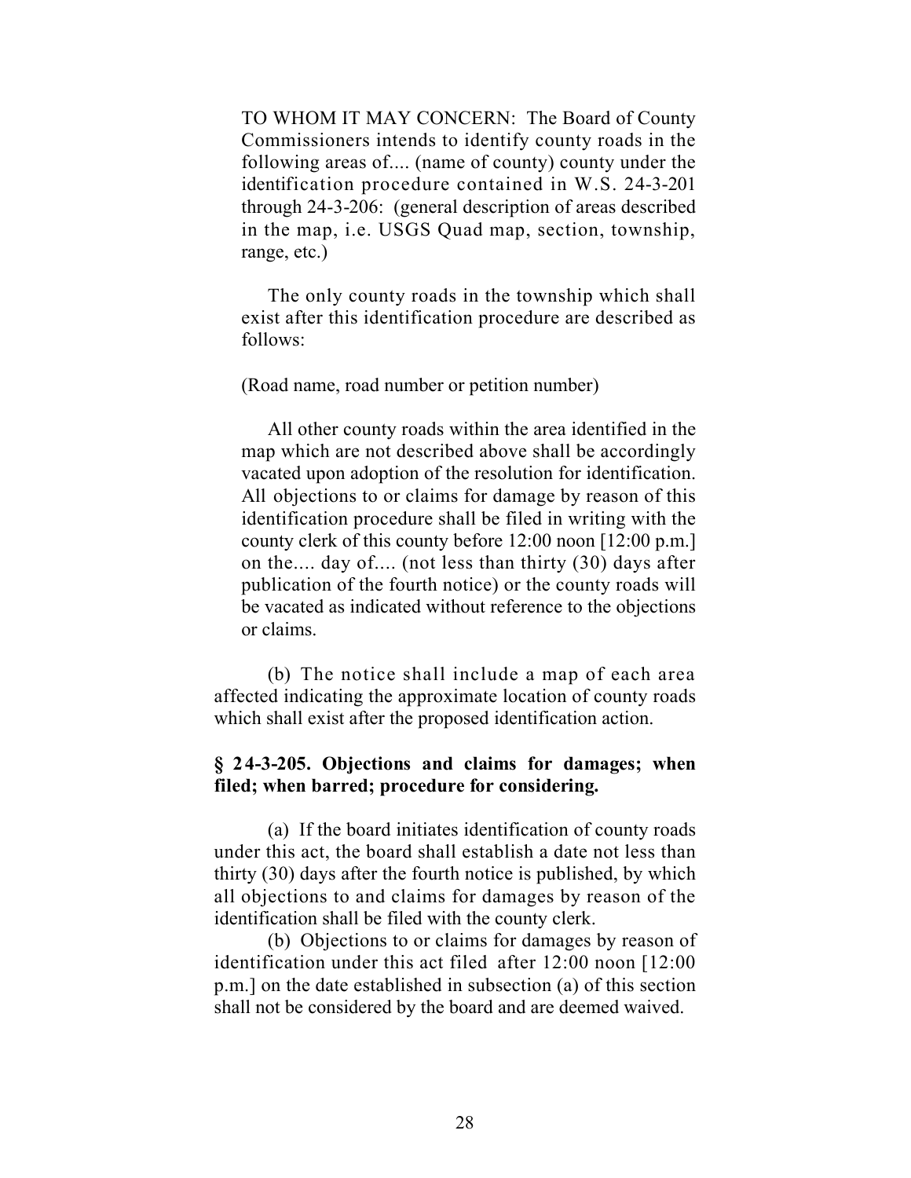TO WHOM IT MAY CONCERN: The Board of County Commissioners intends to identify county roads in the following areas of.... (name of county) county under the identification procedure contained in W.S. 24-3-201 through 24-3-206: (general description of areas described in the map, i.e. USGS Quad map, section, township, range, etc.)

The only county roads in the township which shall exist after this identification procedure are described as follows:

(Road name, road number or petition number)

All other county roads within the area identified in the map which are not described above shall be accordingly vacated upon adoption of the resolution for identification. All objections to or claims for damage by reason of this identification procedure shall be filed in writing with the county clerk of this county before 12:00 noon [12:00 p.m.] on the.... day of.... (not less than thirty (30) days after publication of the fourth notice) or the county roads will be vacated as indicated without reference to the objections or claims.

(b) The notice shall include a map of each area affected indicating the approximate location of county roads which shall exist after the proposed identification action.

**§ 24-3-205. Objections and claims for damages; when filed; when barred; procedure for considering.**

(a) If the board initiates identification of county roads under this act, the board shall establish a date not less than thirty (30) days after the fourth notice is published, by which all objections to and claims for damages by reason of the identification shall be filed with the county clerk.

(b) Objections to or claims for damages by reason of identification under this act filed after 12:00 noon [12:00 p.m.] on the date established in subsection (a) of this section shall not be considered by the board and are deemed waived.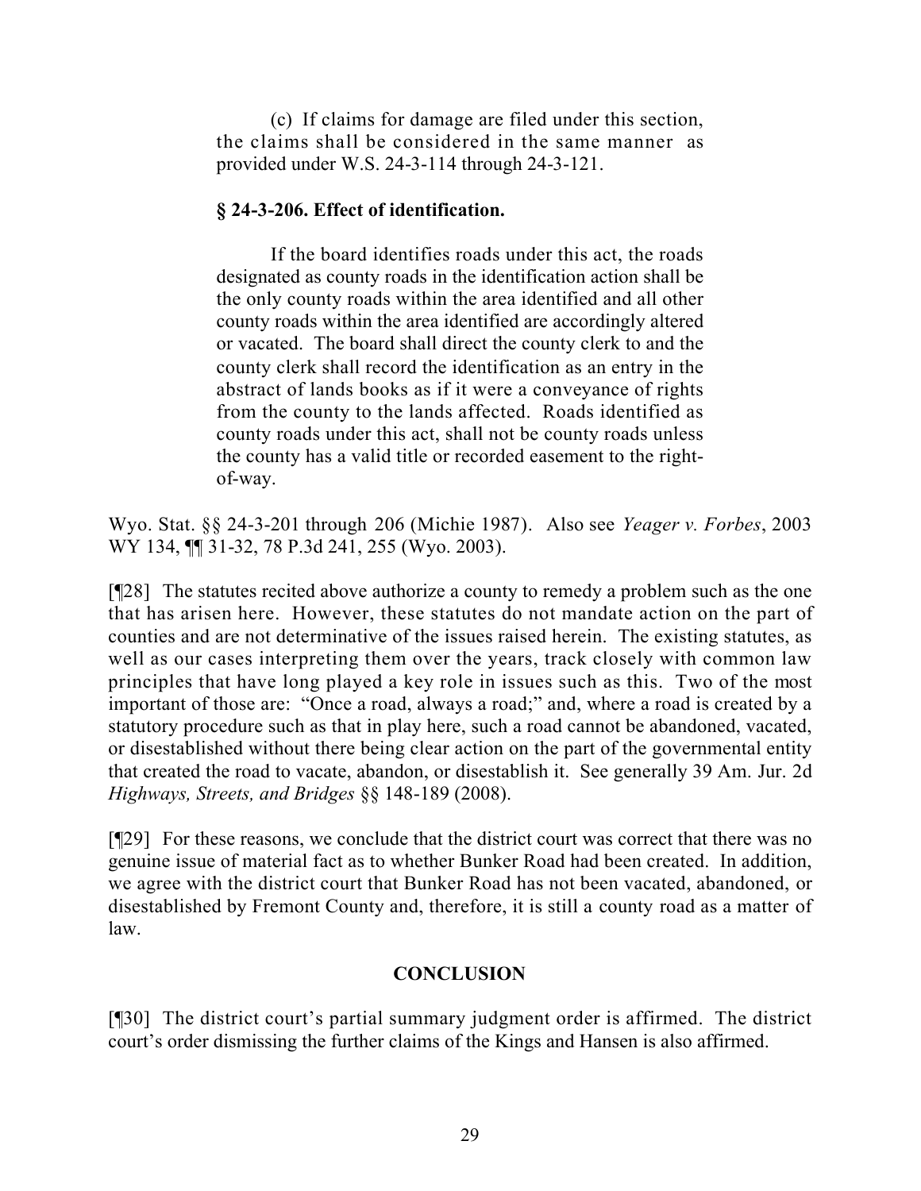> (c) If claims for damage are filed under this section, the claims shall be considered in the same manner as provided under W.S. 24-3-114 through 24-3-121.
>
> **§ 24-3-206. Effect of identification.**
>
> If the board identifies roads under this act, the roads designated as county roads in the identification action shall be the only county roads within the area identified and all other county roads within the area identified are accordingly altered or vacated. The board shall direct the county clerk to and the county clerk shall record the identification as an entry in the abstract of lands books as if it were a conveyance of rights from the county to the lands affected. Roads identified as county roads under this act, shall not be county roads unless the county has a valid title or recorded easement to the right-of-way.

Wyo. Stat. §§ 24-3-201 through 206 (Michie 1987). Also see *Yeager v. Forbes*, 2003 WY 134, ¶¶ 31-32, 78 P.3d 241, 255 (Wyo. 2003).

[¶28] The statutes recited above authorize a county to remedy a problem such as the one that has arisen here. However, these statutes do not mandate action on the part of counties and are not determinative of the issues raised herein. The existing statutes, as well as our cases interpreting them over the years, track closely with common law principles that have long played a key role in issues such as this. Two of the most important of those are: "Once a road, always a road;" and, where a road is created by a statutory procedure such as that in play here, such a road cannot be abandoned, vacated, or disestablished without there being clear action on the part of the governmental entity that created the road to vacate, abandon, or disestablish it. See generally 39 Am. Jur. 2d *Highways, Streets, and Bridges* §§ 148-189 (2008).

[¶29] For these reasons, we conclude that the district court was correct that there was no genuine issue of material fact as to whether Bunker Road had been created. In addition, we agree with the district court that Bunker Road has not been vacated, abandoned, or disestablished by Fremont County and, therefore, it is still a county road as a matter of law.

## CONCLUSION

[¶30] The district court's partial summary judgment order is affirmed. The district court's order dismissing the further claims of the Kings and Hansen is also affirmed.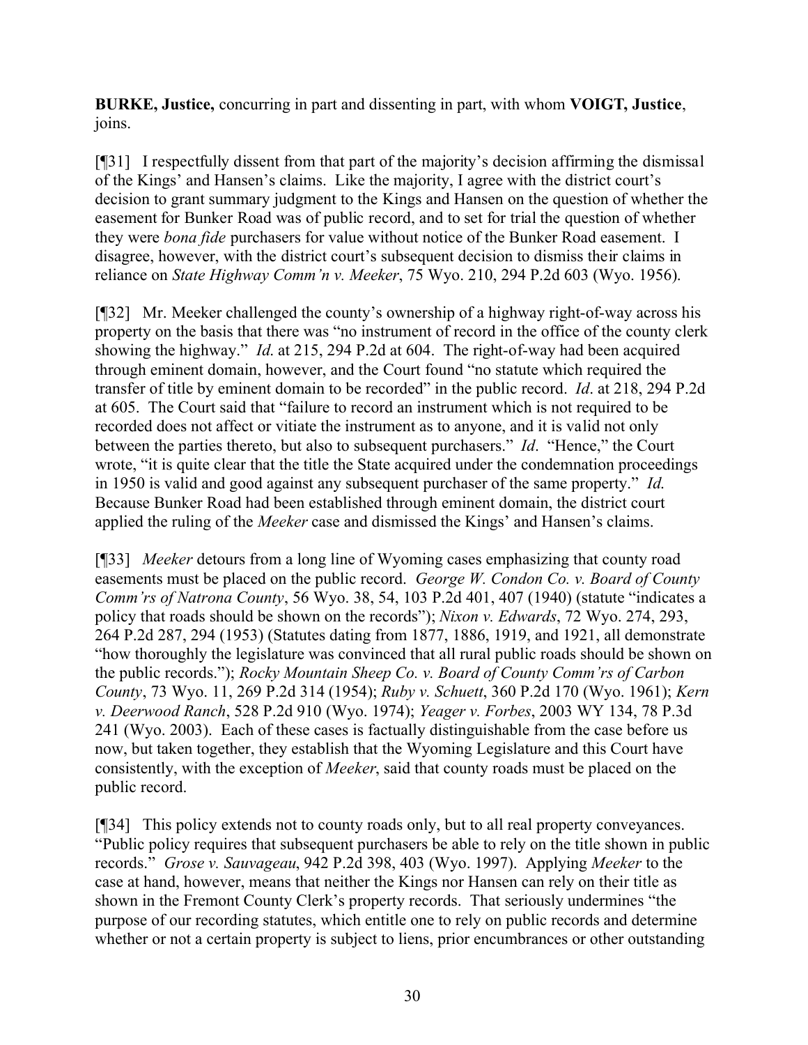**BURKE, Justice,** concurring in part and dissenting in part, with whom **VOIGT, Justice**, joins.

[¶31] I respectfully dissent from that part of the majority's decision affirming the dismissal of the Kings' and Hansen's claims. Like the majority, I agree with the district court's decision to grant summary judgment to the Kings and Hansen on the question of whether the easement for Bunker Road was of public record, and to set for trial the question of whether they were *bona fide* purchasers for value without notice of the Bunker Road easement. I disagree, however, with the district court's subsequent decision to dismiss their claims in reliance on *State Highway Comm'n v. Meeker*, 75 Wyo. 210, 294 P.2d 603 (Wyo. 1956).

[¶32] Mr. Meeker challenged the county's ownership of a highway right-of-way across his property on the basis that there was "no instrument of record in the office of the county clerk showing the highway." *Id.* at 215, 294 P.2d at 604. The right-of-way had been acquired through eminent domain, however, and the Court found "no statute which required the transfer of title by eminent domain to be recorded" in the public record. *Id*. at 218, 294 P.2d at 605. The Court said that "failure to record an instrument which is not required to be recorded does not affect or vitiate the instrument as to anyone, and it is valid not only between the parties thereto, but also to subsequent purchasers." *Id*. "Hence," the Court wrote, "it is quite clear that the title the State acquired under the condemnation proceedings in 1950 is valid and good against any subsequent purchaser of the same property." *Id.* Because Bunker Road had been established through eminent domain, the district court applied the ruling of the *Meeker* case and dismissed the Kings' and Hansen's claims.

[¶33] *Meeker* detours from a long line of Wyoming cases emphasizing that county road easements must be placed on the public record. *George W. Condon Co. v. Board of County Comm'rs of Natrona County*, 56 Wyo. 38, 54, 103 P.2d 401, 407 (1940) (statute "indicates a policy that roads should be shown on the records"); *Nixon v. Edwards*, 72 Wyo. 274, 293, 264 P.2d 287, 294 (1953) (Statutes dating from 1877, 1886, 1919, and 1921, all demonstrate "how thoroughly the legislature was convinced that all rural public roads should be shown on the public records."); *Rocky Mountain Sheep Co. v. Board of County Comm'rs of Carbon County*, 73 Wyo. 11, 269 P.2d 314 (1954); *Ruby v. Schuett*, 360 P.2d 170 (Wyo. 1961); *Kern v. Deerwood Ranch*, 528 P.2d 910 (Wyo. 1974); *Yeager v. Forbes*, 2003 WY 134, 78 P.3d 241 (Wyo. 2003). Each of these cases is factually distinguishable from the case before us now, but taken together, they establish that the Wyoming Legislature and this Court have consistently, with the exception of *Meeker*, said that county roads must be placed on the public record.

[¶34] This policy extends not to county roads only, but to all real property conveyances. "Public policy requires that subsequent purchasers be able to rely on the title shown in public records." *Grose v. Sauvageau*, 942 P.2d 398, 403 (Wyo. 1997). Applying *Meeker* to the case at hand, however, means that neither the Kings nor Hansen can rely on their title as shown in the Fremont County Clerk's property records. That seriously undermines "the purpose of our recording statutes, which entitle one to rely on public records and determine whether or not a certain property is subject to liens, prior encumbrances or other outstanding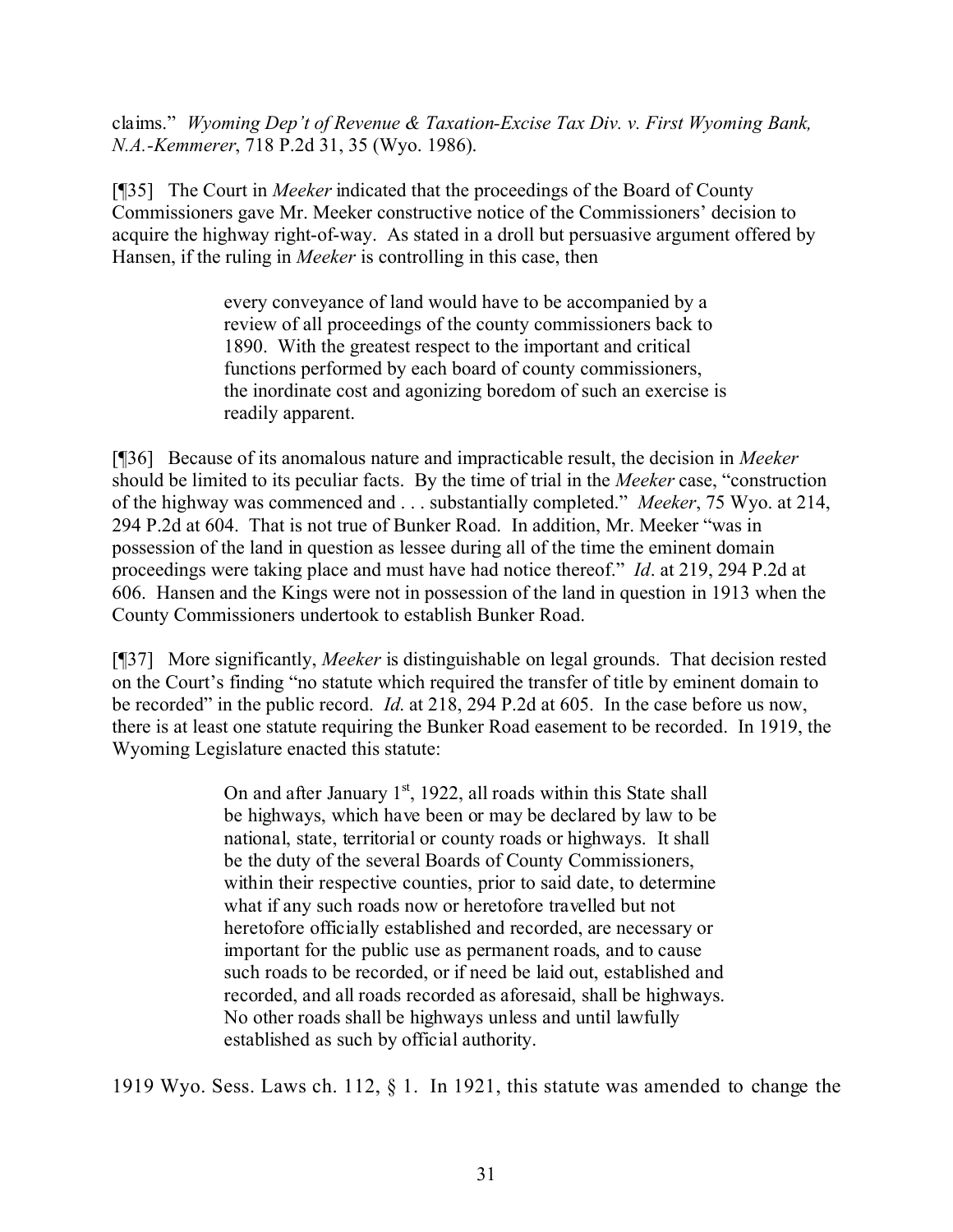claims." *Wyoming Dep't of Revenue & Taxation-Excise Tax Div. v. First Wyoming Bank, N.A.-Kemmerer*, 718 P.2d 31, 35 (Wyo. 1986).

[¶35] The Court in *Meeker* indicated that the proceedings of the Board of County Commissioners gave Mr. Meeker constructive notice of the Commissioners' decision to acquire the highway right-of-way. As stated in a droll but persuasive argument offered by Hansen, if the ruling in *Meeker* is controlling in this case, then

> every conveyance of land would have to be accompanied by a review of all proceedings of the county commissioners back to 1890. With the greatest respect to the important and critical functions performed by each board of county commissioners, the inordinate cost and agonizing boredom of such an exercise is readily apparent.

[¶36] Because of its anomalous nature and impracticable result, the decision in *Meeker* should be limited to its peculiar facts. By the time of trial in the *Meeker* case, "construction of the highway was commenced and . . . substantially completed." *Meeker*, 75 Wyo. at 214, 294 P.2d at 604. That is not true of Bunker Road. In addition, Mr. Meeker "was in possession of the land in question as lessee during all of the time the eminent domain proceedings were taking place and must have had notice thereof." *Id*. at 219, 294 P.2d at 606. Hansen and the Kings were not in possession of the land in question in 1913 when the County Commissioners undertook to establish Bunker Road.

[¶37] More significantly, *Meeker* is distinguishable on legal grounds. That decision rested on the Court's finding "no statute which required the transfer of title by eminent domain to be recorded" in the public record. *Id.* at 218, 294 P.2d at 605. In the case before us now, there is at least one statute requiring the Bunker Road easement to be recorded. In 1919, the Wyoming Legislature enacted this statute:

> On and after January 1st, 1922, all roads within this State shall be highways, which have been or may be declared by law to be national, state, territorial or county roads or highways. It shall be the duty of the several Boards of County Commissioners, within their respective counties, prior to said date, to determine what if any such roads now or heretofore travelled but not heretofore officially established and recorded, are necessary or important for the public use as permanent roads, and to cause such roads to be recorded, or if need be laid out, established and recorded, and all roads recorded as aforesaid, shall be highways. No other roads shall be highways unless and until lawfully established as such by official authority.

1919 Wyo. Sess. Laws ch. 112, § 1. In 1921, this statute was amended to change the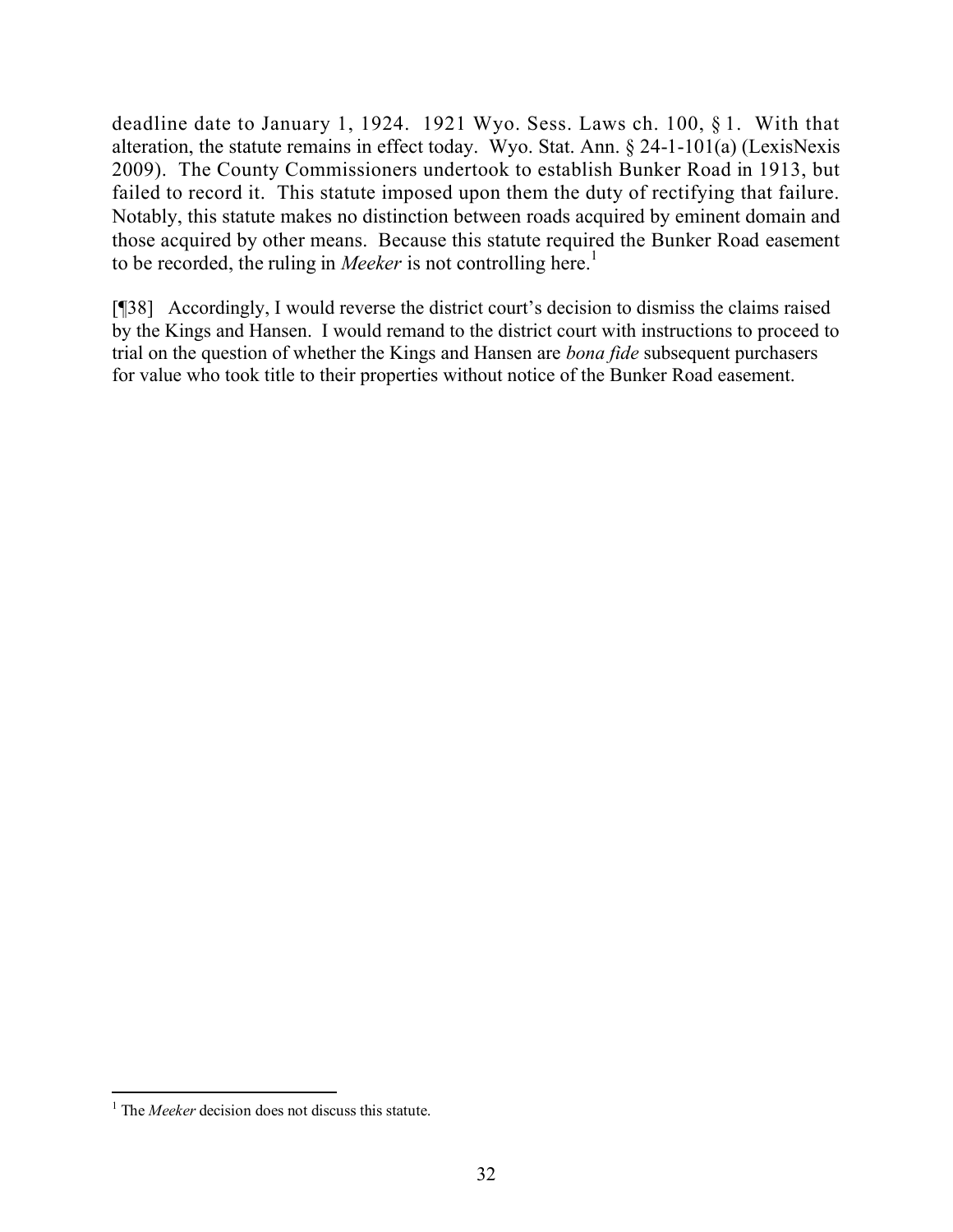deadline date to January 1, 1924. 1921 Wyo. Sess. Laws ch. 100, § 1. With that alteration, the statute remains in effect today. Wyo. Stat. Ann. § 24-1-101(a) (LexisNexis 2009). The County Commissioners undertook to establish Bunker Road in 1913, but failed to record it. This statute imposed upon them the duty of rectifying that failure. Notably, this statute makes no distinction between roads acquired by eminent domain and those acquired by other means. Because this statute required the Bunker Road easement to be recorded, the ruling in *Meeker* is not controlling here.[1]

[¶38] Accordingly, I would reverse the district court's decision to dismiss the claims raised by the Kings and Hansen. I would remand to the district court with instructions to proceed to trial on the question of whether the Kings and Hansen are *bona fide* subsequent purchasers for value who took title to their properties without notice of the Bunker Road easement.

---

[1] The *Meeker* decision does not discuss this statute.